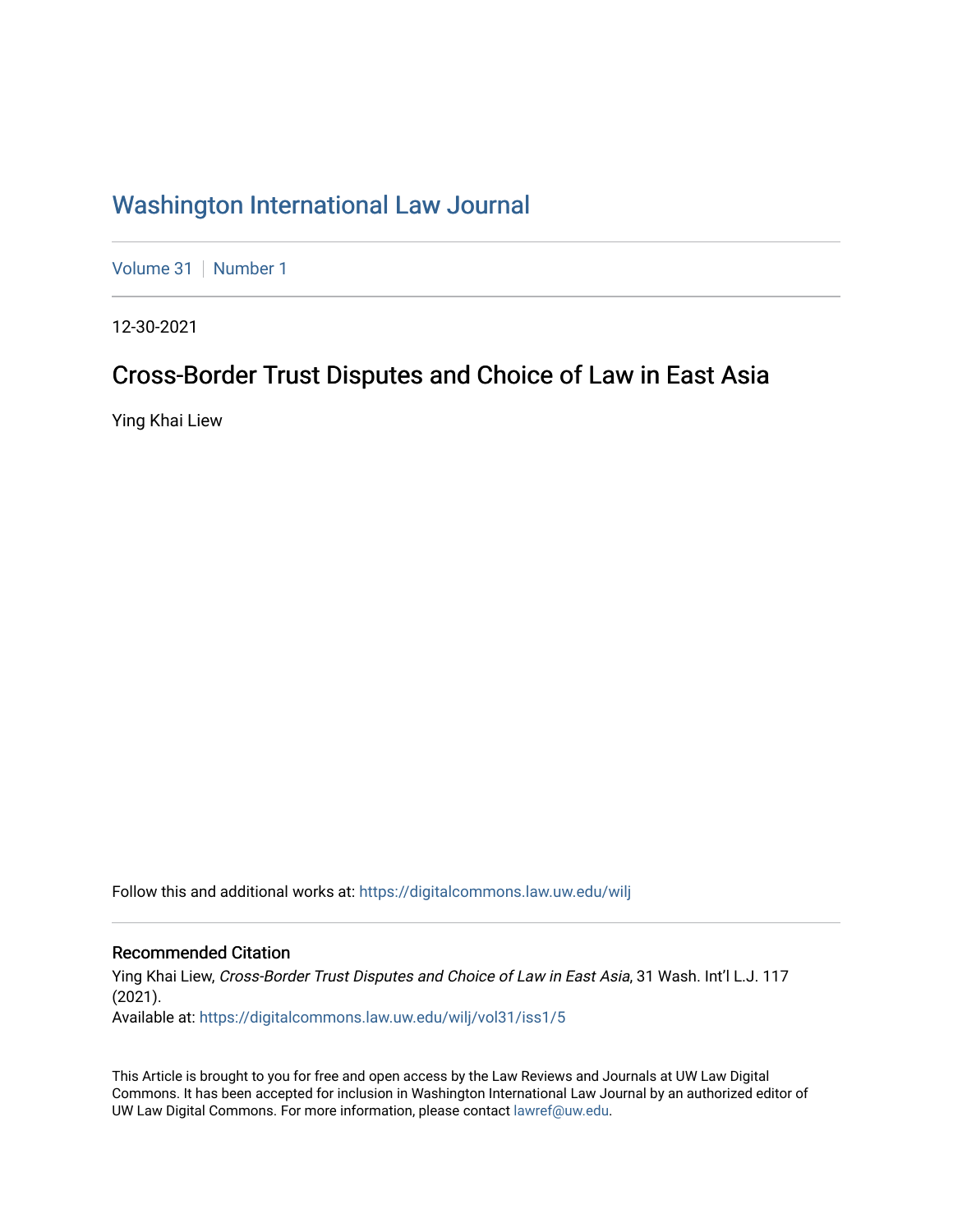# Washington International Law Journal

Volume 31 | Number 1

12-30-2021

## Cross-Border Trust Disputes and Choice of Law in East Asia

Ying Khai Liew

Follow this and additional works at: https://digitalcommons.law.uw.edu/wilj

### Recommended Citation

Ying Khai Liew, *Cross-Border Trust Disputes and Choice of Law in East Asia*, 31 Wash. Int'l L.J. 117 (2021).

Available at: https://digitalcommons.law.uw.edu/wilj/vol31/iss1/5

This Article is brought to you for free and open access by the Law Reviews and Journals at UW Law Digital Commons. It has been accepted for inclusion in Washington International Law Journal by an authorized editor of UW Law Digital Commons. For more information, please contact lawref@uw.edu.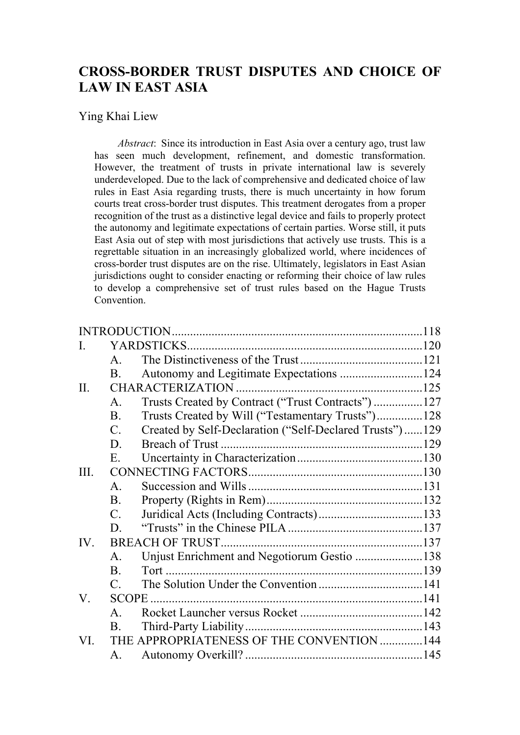# CROSS-BORDER TRUST DISPUTES AND CHOICE OF LAW IN EAST ASIA

Ying Khai Liew

> *Abstract*: Since its introduction in East Asia over a century ago, trust law has seen much development, refinement, and domestic transformation. However, the treatment of trusts in private international law is severely underdeveloped. Due to the lack of comprehensive and dedicated choice of law rules in East Asia regarding trusts, there is much uncertainty in how forum courts treat cross-border trust disputes. This treatment derogates from a proper recognition of the trust as a distinctive legal device and fails to properly protect the autonomy and legitimate expectations of certain parties. Worse still, it puts East Asia out of step with most jurisdictions that actively use trusts. This is a regrettable situation in an increasingly globalized world, where incidences of cross-border trust disputes are on the rise. Ultimately, legislators in East Asian jurisdictions ought to consider enacting or reforming their choice of law rules to develop a comprehensive set of trust rules based on the Hague Trusts Convention.

| | | |
|---|---|---|
| INTRODUCTION | | 118 |
| I. | YARDSTICKS | 120 |
| | A. The Distinctiveness of the Trust | 121 |
| | B. Autonomy and Legitimate Expectations | 124 |
| II. | CHARACTERIZATION | 125 |
| | A. Trusts Created by Contract ("Trust Contracts") | 127 |
| | B. Trusts Created by Will ("Testamentary Trusts") | 128 |
| | C. Created by Self-Declaration ("Self-Declared Trusts") | 129 |
| | D. Breach of Trust | 129 |
| | E. Uncertainty in Characterization | 130 |
| III. | CONNECTING FACTORS | 130 |
| | A. Succession and Wills | 131 |
| | B. Property (Rights in Rem) | 132 |
| | C. Juridical Acts (Including Contracts) | 133 |
| | D. "Trusts" in the Chinese PILA | 137 |
| IV. | BREACH OF TRUST | 137 |
| | A. Unjust Enrichment and Negotiorum Gestio | 138 |
| | B. Tort | 139 |
| | C. The Solution Under the Convention | 141 |
| V. | SCOPE | 141 |
| | A. Rocket Launcher versus Rocket | 142 |
| | B. Third-Party Liability | 143 |
| VI. | THE APPROPRIATENESS OF THE CONVENTION | 144 |
| | A. Autonomy Overkill? | 145 |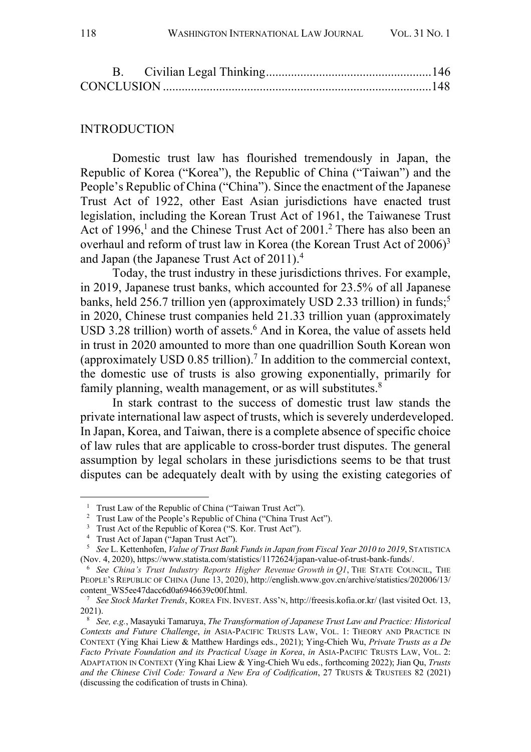B. Civilian Legal Thinking....................................................146
CONCLUSION .....................................................................................148

## INTRODUCTION

Domestic trust law has flourished tremendously in Japan, the Republic of Korea ("Korea"), the Republic of China ("Taiwan") and the People's Republic of China ("China"). Since the enactment of the Japanese Trust Act of 1922, other East Asian jurisdictions have enacted trust legislation, including the Korean Trust Act of 1961, the Taiwanese Trust Act of 1996,[1] and the Chinese Trust Act of 2001.[2] There has also been an overhaul and reform of trust law in Korea (the Korean Trust Act of 2006)[3] and Japan (the Japanese Trust Act of 2011).[4]

Today, the trust industry in these jurisdictions thrives. For example, in 2019, Japanese trust banks, which accounted for 23.5% of all Japanese banks, held 256.7 trillion yen (approximately USD 2.33 trillion) in funds;[5] in 2020, Chinese trust companies held 21.33 trillion yuan (approximately USD 3.28 trillion) worth of assets.[6] And in Korea, the value of assets held in trust in 2020 amounted to more than one quadrillion South Korean won (approximately USD 0.85 trillion).[7] In addition to the commercial context, the domestic use of trusts is also growing exponentially, primarily for family planning, wealth management, or as will substitutes.[8]

In stark contrast to the success of domestic trust law stands the private international law aspect of trusts, which is severely underdeveloped. In Japan, Korea, and Taiwan, there is a complete absence of specific choice of law rules that are applicable to cross-border trust disputes. The general assumption by legal scholars in these jurisdictions seems to be that trust disputes can be adequately dealt with by using the existing categories of

---

[1] Trust Law of the Republic of China ("Taiwan Trust Act").

[2] Trust Law of the People's Republic of China ("China Trust Act").

[3] Trust Act of the Republic of Korea ("S. Kor. Trust Act").

[4] Trust Act of Japan ("Japan Trust Act").

[5] *See* L. Kettenhofen, *Value of Trust Bank Funds in Japan from Fiscal Year 2010 to 2019*, STATISTICA (Nov. 4, 2020), https://www.statista.com/statistics/1172624/japan-value-of-trust-bank-funds/.

[6] *See China's Trust Industry Reports Higher Revenue Growth in Q1*, THE STATE COUNCIL, THE PEOPLE'S REPUBLIC OF CHINA (June 13, 2020), http://english.www.gov.cn/archive/statistics/202006/13/content_WS5ee47dacc6d0a6946639c00f.html.

[7] *See Stock Market Trends*, KOREA FIN. INVEST. ASS'N, http://freesis.kofia.or.kr/ (last visited Oct. 13, 2021).

[8] *See, e.g.*, Masayuki Tamaruya, *The Transformation of Japanese Trust Law and Practice: Historical Contexts and Future Challenge*, *in* ASIA-PACIFIC TRUSTS LAW, VOL. 1: THEORY AND PRACTICE IN CONTEXT (Ying Khai Liew & Matthew Hardings eds., 2021); Ying-Chieh Wu, *Private Trusts as a De Facto Private Foundation and its Practical Usage in Korea*, *in* ASIA-PACIFIC TRUSTS LAW, VOL. 2: ADAPTATION IN CONTEXT (Ying Khai Liew & Ying-Chieh Wu eds., forthcoming 2022); Jian Qu, *Trusts and the Chinese Civil Code: Toward a New Era of Codification*, 27 TRUSTS & TRUSTEES 82 (2021) (discussing the codification of trusts in China).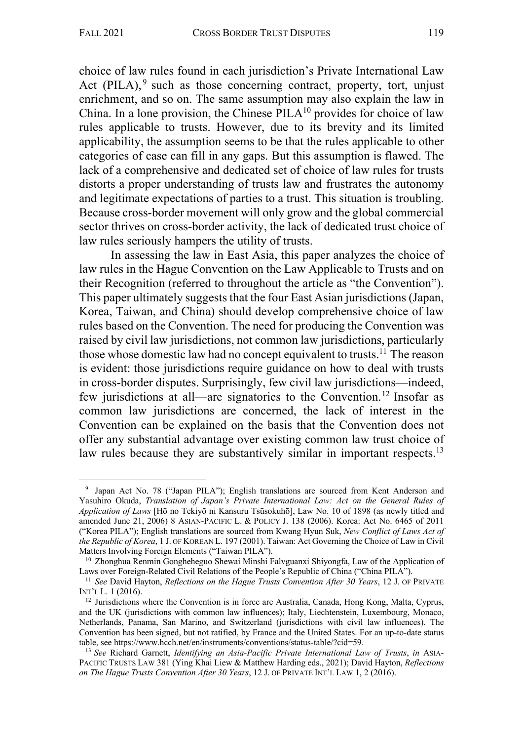choice of law rules found in each jurisdiction's Private International Law Act (PILA),[9] such as those concerning contract, property, tort, unjust enrichment, and so on. The same assumption may also explain the law in China. In a lone provision, the Chinese PILA[10] provides for choice of law rules applicable to trusts. However, due to its brevity and its limited applicability, the assumption seems to be that the rules applicable to other categories of case can fill in any gaps. But this assumption is flawed. The lack of a comprehensive and dedicated set of choice of law rules for trusts distorts a proper understanding of trusts law and frustrates the autonomy and legitimate expectations of parties to a trust. This situation is troubling. Because cross-border movement will only grow and the global commercial sector thrives on cross-border activity, the lack of dedicated trust choice of law rules seriously hampers the utility of trusts.

In assessing the law in East Asia, this paper analyzes the choice of law rules in the Hague Convention on the Law Applicable to Trusts and on their Recognition (referred to throughout the article as "the Convention"). This paper ultimately suggests that the four East Asian jurisdictions (Japan, Korea, Taiwan, and China) should develop comprehensive choice of law rules based on the Convention. The need for producing the Convention was raised by civil law jurisdictions, not common law jurisdictions, particularly those whose domestic law had no concept equivalent to trusts.[11] The reason is evident: those jurisdictions require guidance on how to deal with trusts in cross-border disputes. Surprisingly, few civil law jurisdictions—indeed, few jurisdictions at all—are signatories to the Convention.[12] Insofar as common law jurisdictions are concerned, the lack of interest in the Convention can be explained on the basis that the Convention does not offer any substantial advantage over existing common law trust choice of law rules because they are substantively similar in important respects.[13]

---

[9] Japan Act No. 78 ("Japan PILA"); English translations are sourced from Kent Anderson and Yasuhiro Okuda, *Translation of Japan's Private International Law: Act on the General Rules of Application of Laws* [Hō no Tekiyō ni Kansuru Tsūsokuhō], Law No. 10 of 1898 (as newly titled and amended June 21, 2006) 8 ASIAN-PACIFIC L. & POLICY J. 138 (2006). Korea: Act No. 6465 of 2011 ("Korea PILA"); English translations are sourced from Kwang Hyun Suk, *New Conflict of Laws Act of the Republic of Korea*, 1 J. OF KOREAN L. 197 (2001). Taiwan: Act Governing the Choice of Law in Civil Matters Involving Foreign Elements ("Taiwan PILA").

[10] Zhonghua Renmin Gongheheguo Shewai Minshi Falvguanxi Shiyongfa, Law of the Application of Laws over Foreign-Related Civil Relations of the People's Republic of China ("China PILA").

[11] *See* David Hayton, *Reflections on the Hague Trusts Convention After 30 Years*, 12 J. OF PRIVATE INT'L L. 1 (2016).

[12] Jurisdictions where the Convention is in force are Australia, Canada, Hong Kong, Malta, Cyprus, and the UK (jurisdictions with common law influences); Italy, Liechtenstein, Luxembourg, Monaco, Netherlands, Panama, San Marino, and Switzerland (jurisdictions with civil law influences). The Convention has been signed, but not ratified, by France and the United States. For an up-to-date status table, see https://www.hcch.net/en/instruments/conventions/status-table/?cid=59.

[13] *See* Richard Garnett, *Identifying an Asia-Pacific Private International Law of Trusts*, *in* ASIA-PACIFIC TRUSTS LAW 381 (Ying Khai Liew & Matthew Harding eds., 2021); David Hayton, *Reflections on The Hague Trusts Convention After 30 Years*, 12 J. OF PRIVATE INT'L LAW 1, 2 (2016).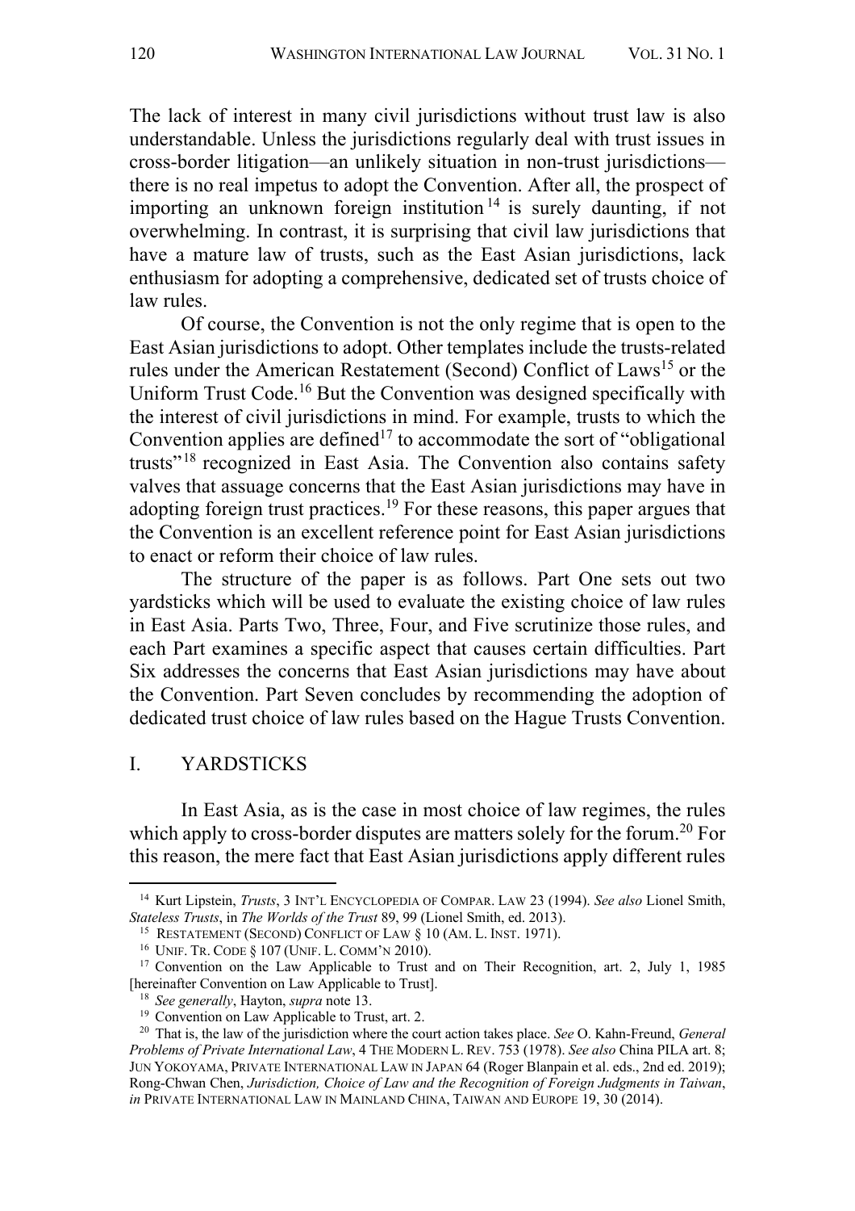The lack of interest in many civil jurisdictions without trust law is also understandable. Unless the jurisdictions regularly deal with trust issues in cross-border litigation—an unlikely situation in non-trust jurisdictions—there is no real impetus to adopt the Convention. After all, the prospect of importing an unknown foreign institution[14] is surely daunting, if not overwhelming. In contrast, it is surprising that civil law jurisdictions that have a mature law of trusts, such as the East Asian jurisdictions, lack enthusiasm for adopting a comprehensive, dedicated set of trusts choice of law rules.

Of course, the Convention is not the only regime that is open to the East Asian jurisdictions to adopt. Other templates include the trusts-related rules under the American Restatement (Second) Conflict of Laws[15] or the Uniform Trust Code.[16] But the Convention was designed specifically with the interest of civil jurisdictions in mind. For example, trusts to which the Convention applies are defined[17] to accommodate the sort of "obligational trusts"[18] recognized in East Asia. The Convention also contains safety valves that assuage concerns that the East Asian jurisdictions may have in adopting foreign trust practices.[19] For these reasons, this paper argues that the Convention is an excellent reference point for East Asian jurisdictions to enact or reform their choice of law rules.

The structure of the paper is as follows. Part One sets out two yardsticks which will be used to evaluate the existing choice of law rules in East Asia. Parts Two, Three, Four, and Five scrutinize those rules, and each Part examines a specific aspect that causes certain difficulties. Part Six addresses the concerns that East Asian jurisdictions may have about the Convention. Part Seven concludes by recommending the adoption of dedicated trust choice of law rules based on the Hague Trusts Convention.

## I. YARDSTICKS

In East Asia, as is the case in most choice of law regimes, the rules which apply to cross-border disputes are matters solely for the forum.[20] For this reason, the mere fact that East Asian jurisdictions apply different rules

---

[14] Kurt Lipstein, *Trusts*, 3 INT'L ENCYCLOPEDIA OF COMPAR. LAW 23 (1994). *See also* Lionel Smith, *Stateless Trusts*, in *The Worlds of the Trust* 89, 99 (Lionel Smith, ed. 2013).

[15] RESTATEMENT (SECOND) CONFLICT OF LAW § 10 (AM. L. INST. 1971).

[16] UNIF. TR. CODE § 107 (UNIF. L. COMM'N 2010).

[17] Convention on the Law Applicable to Trust and on Their Recognition, art. 2, July 1, 1985 [hereinafter Convention on Law Applicable to Trust].

[18] *See generally*, Hayton, *supra* note 13.

[19] Convention on Law Applicable to Trust, art. 2.

[20] That is, the law of the jurisdiction where the court action takes place. *See* O. Kahn-Freund, *General Problems of Private International Law*, 4 THE MODERN L. REV. 753 (1978). *See also* China PILA art. 8; JUN YOKOYAMA, PRIVATE INTERNATIONAL LAW IN JAPAN 64 (Roger Blanpain et al. eds., 2nd ed. 2019); Rong-Chwan Chen, *Jurisdiction, Choice of Law and the Recognition of Foreign Judgments in Taiwan*, *in* PRIVATE INTERNATIONAL LAW IN MAINLAND CHINA, TAIWAN AND EUROPE 19, 30 (2014).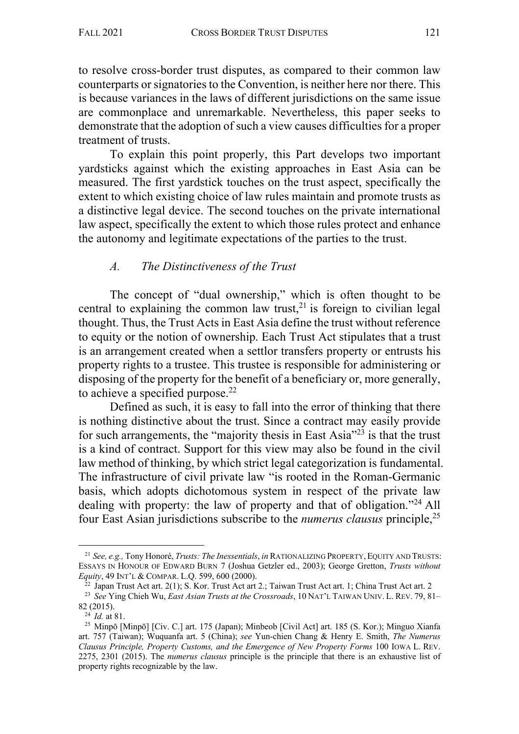to resolve cross-border trust disputes, as compared to their common law counterparts or signatories to the Convention, is neither here nor there. This is because variances in the laws of different jurisdictions on the same issue are commonplace and unremarkable. Nevertheless, this paper seeks to demonstrate that the adoption of such a view causes difficulties for a proper treatment of trusts.

To explain this point properly, this Part develops two important yardsticks against which the existing approaches in East Asia can be measured. The first yardstick touches on the trust aspect, specifically the extent to which existing choice of law rules maintain and promote trusts as a distinctive legal device. The second touches on the private international law aspect, specifically the extent to which those rules protect and enhance the autonomy and legitimate expectations of the parties to the trust.

### *A. The Distinctiveness of the Trust*

The concept of "dual ownership," which is often thought to be central to explaining the common law trust,[21] is foreign to civilian legal thought. Thus, the Trust Acts in East Asia define the trust without reference to equity or the notion of ownership. Each Trust Act stipulates that a trust is an arrangement created when a settlor transfers property or entrusts his property rights to a trustee. This trustee is responsible for administering or disposing of the property for the benefit of a beneficiary or, more generally, to achieve a specified purpose.[22]

Defined as such, it is easy to fall into the error of thinking that there is nothing distinctive about the trust. Since a contract may easily provide for such arrangements, the "majority thesis in East Asia"[23] is that the trust is a kind of contract. Support for this view may also be found in the civil law method of thinking, by which strict legal categorization is fundamental. The infrastructure of civil private law "is rooted in the Roman-Germanic basis, which adopts dichotomous system in respect of the private law dealing with property: the law of property and that of obligation."[24] All four East Asian jurisdictions subscribe to the *numerus clausus* principle,[25]

---

[21] *See, e.g.,* Tony Honoré, *Trusts: The Inessentials*, *in* RATIONALIZING PROPERTY, EQUITY AND TRUSTS: ESSAYS IN HONOUR OF EDWARD BURN 7 (Joshua Getzler ed., 2003); George Gretton, *Trusts without Equity*, 49 INT'L & COMPAR. L.Q. 599, 600 (2000).

[22] Japan Trust Act art. 2(1); S. Kor. Trust Act art 2.; Taiwan Trust Act art. 1; China Trust Act art. 2

[23] *See* Ying Chieh Wu, *East Asian Trusts at the Crossroads*, 10 NAT'L TAIWAN UNIV. L. REV. 79, 81–82 (2015).

[24] *Id.* at 81.

[25] Minpō [Minpō] [Civ. C.] art. 175 (Japan); Minbeob [Civil Act] art. 185 (S. Kor.); Minguo Xianfa art. 757 (Taiwan); Wuquanfa art. 5 (China); *see* Yun-chien Chang & Henry E. Smith, *The Numerus Clausus Principle, Property Customs, and the Emergence of New Property Forms* 100 IOWA L. REV. 2275, 2301 (2015). The *numerus clausus* principle is the principle that there is an exhaustive list of property rights recognizable by the law.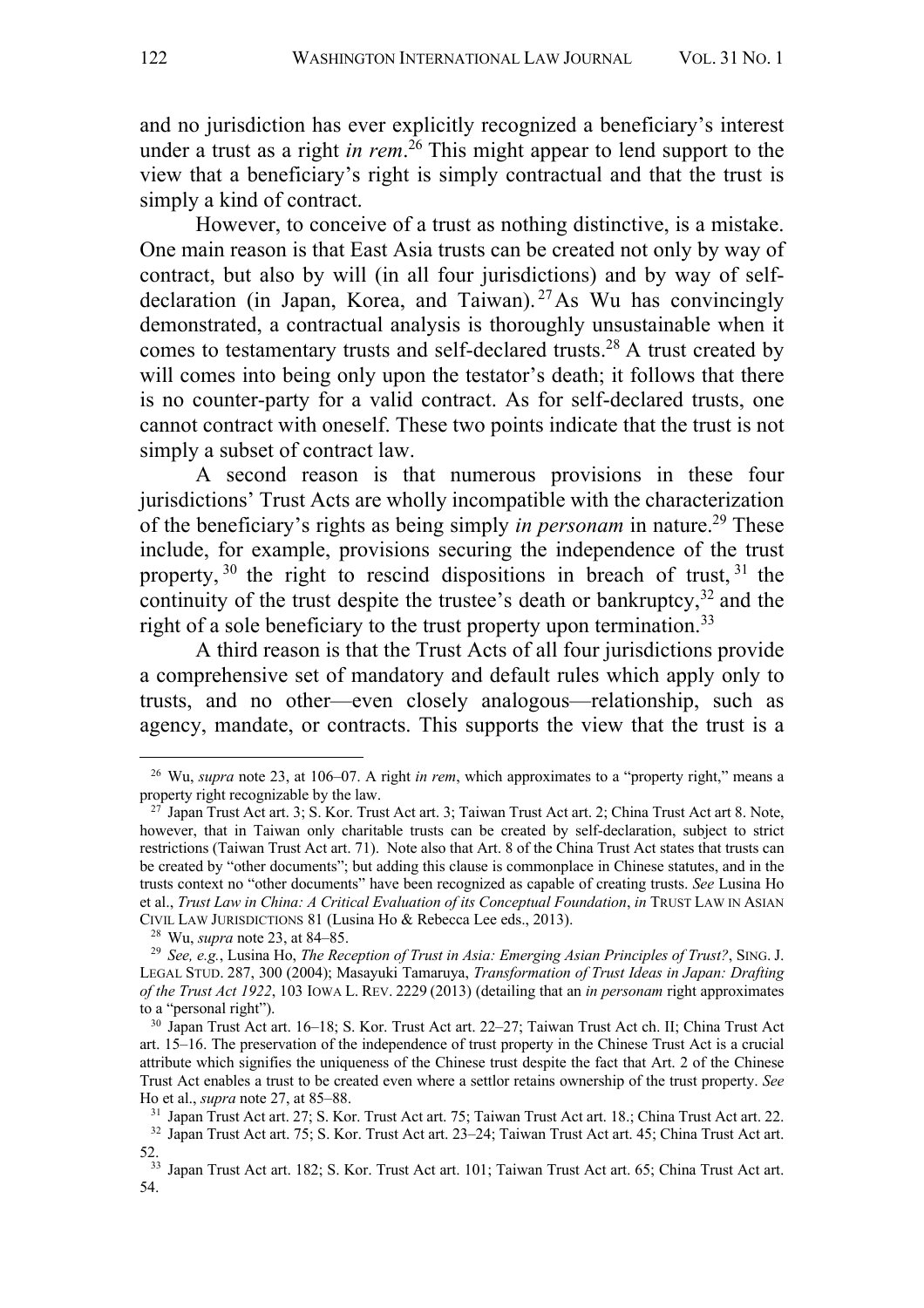and no jurisdiction has ever explicitly recognized a beneficiary's interest under a trust as a right *in rem*.[26] This might appear to lend support to the view that a beneficiary's right is simply contractual and that the trust is simply a kind of contract.

However, to conceive of a trust as nothing distinctive, is a mistake. One main reason is that East Asia trusts can be created not only by way of contract, but also by will (in all four jurisdictions) and by way of self-declaration (in Japan, Korea, and Taiwan).[27] As Wu has convincingly demonstrated, a contractual analysis is thoroughly unsustainable when it comes to testamentary trusts and self-declared trusts.[28] A trust created by will comes into being only upon the testator's death; it follows that there is no counter-party for a valid contract. As for self-declared trusts, one cannot contract with oneself. These two points indicate that the trust is not simply a subset of contract law.

A second reason is that numerous provisions in these four jurisdictions' Trust Acts are wholly incompatible with the characterization of the beneficiary's rights as being simply *in personam* in nature.[29] These include, for example, provisions securing the independence of the trust property,[30] the right to rescind dispositions in breach of trust,[31] the continuity of the trust despite the trustee's death or bankruptcy,[32] and the right of a sole beneficiary to the trust property upon termination.[33]

A third reason is that the Trust Acts of all four jurisdictions provide a comprehensive set of mandatory and default rules which apply only to trusts, and no other—even closely analogous—relationship, such as agency, mandate, or contracts. This supports the view that the trust is a

---

[26] Wu, *supra* note 23, at 106–07. A right *in rem*, which approximates to a "property right," means a property right recognizable by the law.

[27] Japan Trust Act art. 3; S. Kor. Trust Act art. 3; Taiwan Trust Act art. 2; China Trust Act art 8. Note, however, that in Taiwan only charitable trusts can be created by self-declaration, subject to strict restrictions (Taiwan Trust Act art. 71). Note also that Art. 8 of the China Trust Act states that trusts can be created by "other documents"; but adding this clause is commonplace in Chinese statutes, and in the trusts context no "other documents" have been recognized as capable of creating trusts. *See* Lusina Ho et al., *Trust Law in China: A Critical Evaluation of its Conceptual Foundation*, *in* TRUST LAW IN ASIAN CIVIL LAW JURISDICTIONS 81 (Lusina Ho & Rebecca Lee eds., 2013).

[28] Wu, *supra* note 23, at 84–85.

[29] *See, e.g.*, Lusina Ho, *The Reception of Trust in Asia: Emerging Asian Principles of Trust?*, SING. J. LEGAL STUD. 287, 300 (2004); Masayuki Tamaruya, *Transformation of Trust Ideas in Japan: Drafting of the Trust Act 1922*, 103 IOWA L. REV. 2229 (2013) (detailing that an *in personam* right approximates to a "personal right").

[30] Japan Trust Act art. 16–18; S. Kor. Trust Act art. 22–27; Taiwan Trust Act ch. II; China Trust Act art. 15–16. The preservation of the independence of trust property in the Chinese Trust Act is a crucial attribute which signifies the uniqueness of the Chinese trust despite the fact that Art. 2 of the Chinese Trust Act enables a trust to be created even where a settlor retains ownership of the trust property. *See* Ho et al., *supra* note 27, at 85–88.

[31] Japan Trust Act art. 27; S. Kor. Trust Act art. 75; Taiwan Trust Act art. 18.; China Trust Act art. 22.

[32] Japan Trust Act art. 75; S. Kor. Trust Act art. 23–24; Taiwan Trust Act art. 45; China Trust Act art. 52.

[33] Japan Trust Act art. 182; S. Kor. Trust Act art. 101; Taiwan Trust Act art. 65; China Trust Act art. 54.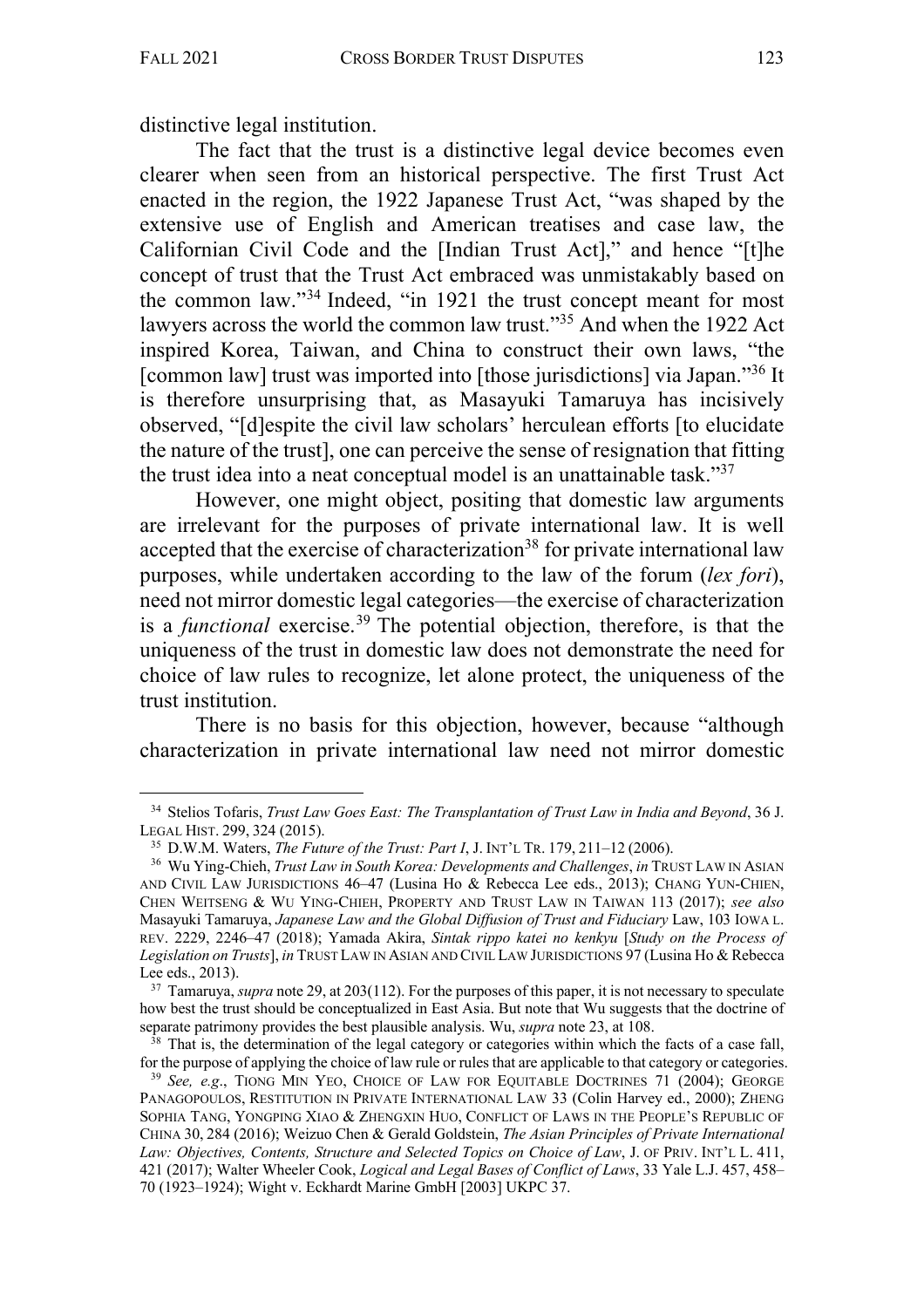distinctive legal institution.

The fact that the trust is a distinctive legal device becomes even clearer when seen from an historical perspective. The first Trust Act enacted in the region, the 1922 Japanese Trust Act, "was shaped by the extensive use of English and American treatises and case law, the Californian Civil Code and the [Indian Trust Act]," and hence "[t]he concept of trust that the Trust Act embraced was unmistakably based on the common law."[34] Indeed, "in 1921 the trust concept meant for most lawyers across the world the common law trust."[35] And when the 1922 Act inspired Korea, Taiwan, and China to construct their own laws, "the [common law] trust was imported into [those jurisdictions] via Japan."[36] It is therefore unsurprising that, as Masayuki Tamaruya has incisively observed, "[d]espite the civil law scholars' herculean efforts [to elucidate the nature of the trust], one can perceive the sense of resignation that fitting the trust idea into a neat conceptual model is an unattainable task."[37]

However, one might object, positing that domestic law arguments are irrelevant for the purposes of private international law. It is well accepted that the exercise of characterization[38] for private international law purposes, while undertaken according to the law of the forum (*lex fori*), need not mirror domestic legal categories—the exercise of characterization is a *functional* exercise.[39] The potential objection, therefore, is that the uniqueness of the trust in domestic law does not demonstrate the need for choice of law rules to recognize, let alone protect, the uniqueness of the trust institution.

There is no basis for this objection, however, because "although characterization in private international law need not mirror domestic

---

[34] Stelios Tofaris, *Trust Law Goes East: The Transplantation of Trust Law in India and Beyond*, 36 J. LEGAL HIST. 299, 324 (2015).

[35] D.W.M. Waters, *The Future of the Trust: Part I*, J. INT'L TR. 179, 211–12 (2006).

[36] Wu Ying-Chieh, *Trust Law in South Korea: Developments and Challenges*, *in* TRUST LAW IN ASIAN AND CIVIL LAW JURISDICTIONS 46–47 (Lusina Ho & Rebecca Lee eds., 2013); CHANG YUN-CHIEN, CHEN WEITSENG & WU YING-CHIEH, PROPERTY AND TRUST LAW IN TAIWAN 113 (2017); *see also* Masayuki Tamaruya, *Japanese Law and the Global Diffusion of Trust and Fiduciary* Law, 103 IOWA L. REV. 2229, 2246–47 (2018); Yamada Akira, *Sintak rippo katei no kenkyu* [*Study on the Process of Legislation on Trusts*], *in* TRUST LAW IN ASIAN AND CIVIL LAW JURISDICTIONS 97 (Lusina Ho & Rebecca Lee eds., 2013).

[37] Tamaruya, *supra* note 29, at 203(112). For the purposes of this paper, it is not necessary to speculate how best the trust should be conceptualized in East Asia. But note that Wu suggests that the doctrine of separate patrimony provides the best plausible analysis. Wu, *supra* note 23, at 108.

[38] That is, the determination of the legal category or categories within which the facts of a case fall, for the purpose of applying the choice of law rule or rules that are applicable to that category or categories.

[39] *See, e.g*., TIONG MIN YEO, CHOICE OF LAW FOR EQUITABLE DOCTRINES 71 (2004); GEORGE PANAGOPOULOS, RESTITUTION IN PRIVATE INTERNATIONAL LAW 33 (Colin Harvey ed., 2000); ZHENG SOPHIA TANG, YONGPING XIAO & ZHENGXIN HUO, CONFLICT OF LAWS IN THE PEOPLE'S REPUBLIC OF CHINA 30, 284 (2016); Weizuo Chen & Gerald Goldstein, *The Asian Principles of Private International Law: Objectives, Contents, Structure and Selected Topics on Choice of Law*, J. OF PRIV. INT'L L. 411, 421 (2017); Walter Wheeler Cook, *Logical and Legal Bases of Conflict of Laws*, 33 Yale L.J. 457, 458–70 (1923–1924); Wight v. Eckhardt Marine GmbH [2003] UKPC 37.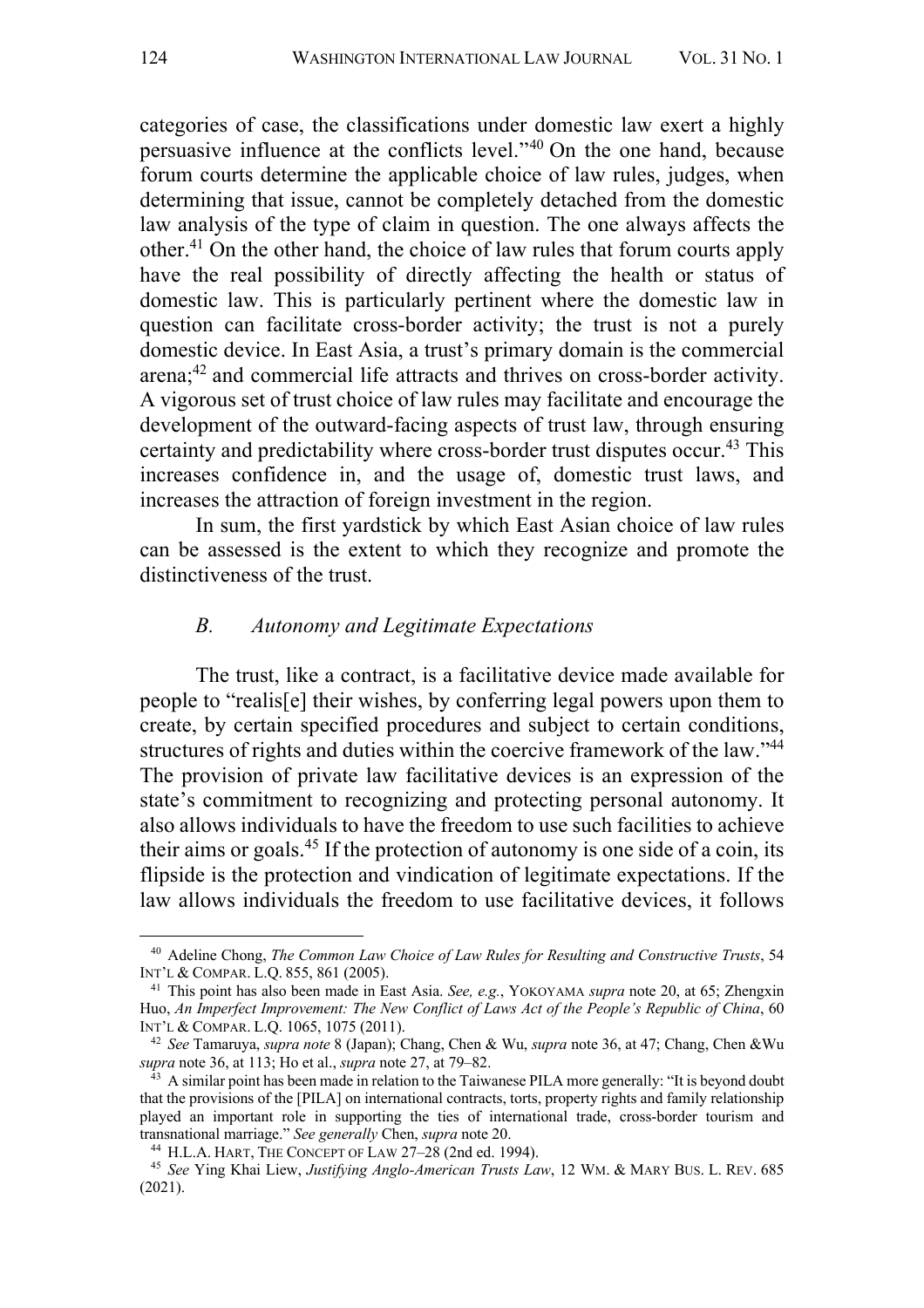categories of case, the classifications under domestic law exert a highly persuasive influence at the conflicts level."[40] On the one hand, because forum courts determine the applicable choice of law rules, judges, when determining that issue, cannot be completely detached from the domestic law analysis of the type of claim in question. The one always affects the other.[41] On the other hand, the choice of law rules that forum courts apply have the real possibility of directly affecting the health or status of domestic law. This is particularly pertinent where the domestic law in question can facilitate cross-border activity; the trust is not a purely domestic device. In East Asia, a trust's primary domain is the commercial arena;[42] and commercial life attracts and thrives on cross-border activity. A vigorous set of trust choice of law rules may facilitate and encourage the development of the outward-facing aspects of trust law, through ensuring certainty and predictability where cross-border trust disputes occur.[43] This increases confidence in, and the usage of, domestic trust laws, and increases the attraction of foreign investment in the region.

In sum, the first yardstick by which East Asian choice of law rules can be assessed is the extent to which they recognize and promote the distinctiveness of the trust.

### *B. Autonomy and Legitimate Expectations*

The trust, like a contract, is a facilitative device made available for people to "realis[e] their wishes, by conferring legal powers upon them to create, by certain specified procedures and subject to certain conditions, structures of rights and duties within the coercive framework of the law."[44] The provision of private law facilitative devices is an expression of the state's commitment to recognizing and protecting personal autonomy. It also allows individuals to have the freedom to use such facilities to achieve their aims or goals.[45] If the protection of autonomy is one side of a coin, its flipside is the protection and vindication of legitimate expectations. If the law allows individuals the freedom to use facilitative devices, it follows

---

[40] Adeline Chong, *The Common Law Choice of Law Rules for Resulting and Constructive Trusts*, 54 INT'L & COMPAR. L.Q. 855, 861 (2005).

[41] This point has also been made in East Asia. *See, e.g.*, YOKOYAMA *supra* note 20, at 65; Zhengxin Huo, *An Imperfect Improvement: The New Conflict of Laws Act of the People's Republic of China*, 60 INT'L & COMPAR. L.Q. 1065, 1075 (2011).

[42] *See* Tamaruya, *supra note* 8 (Japan); Chang, Chen & Wu, *supra* note 36, at 47; Chang, Chen &Wu *supra* note 36, at 113; Ho et al., *supra* note 27, at 79–82.

[43] A similar point has been made in relation to the Taiwanese PILA more generally: "It is beyond doubt that the provisions of the [PILA] on international contracts, torts, property rights and family relationship played an important role in supporting the ties of international trade, cross-border tourism and transnational marriage." *See generally* Chen, *supra* note 20.

[44] H.L.A. HART, THE CONCEPT OF LAW 27–28 (2nd ed. 1994).

[45] *See* Ying Khai Liew, *Justifying Anglo-American Trusts Law*, 12 WM. & MARY BUS. L. REV. 685 (2021).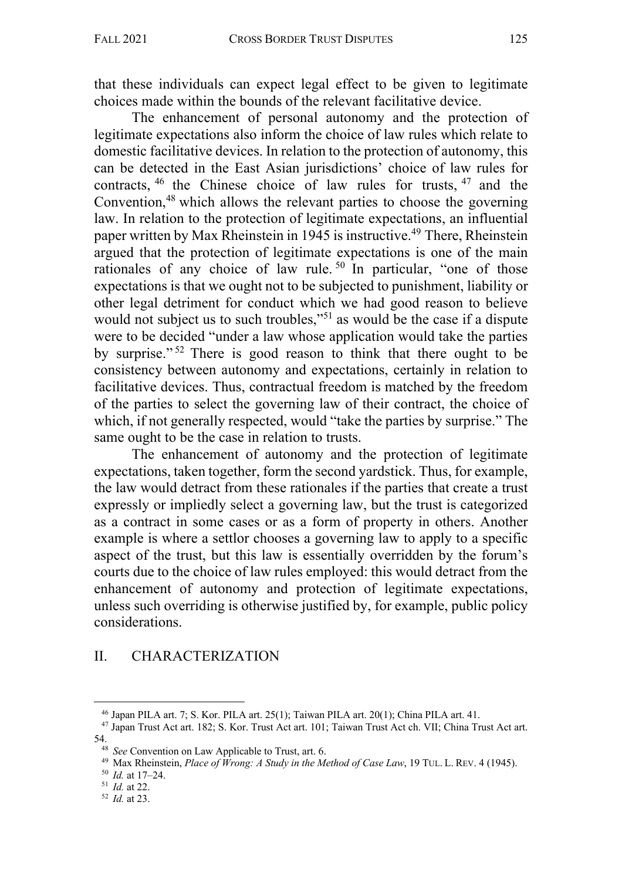that these individuals can expect legal effect to be given to legitimate choices made within the bounds of the relevant facilitative device.

The enhancement of personal autonomy and the protection of legitimate expectations also inform the choice of law rules which relate to domestic facilitative devices. In relation to the protection of autonomy, this can be detected in the East Asian jurisdictions' choice of law rules for contracts,[46] the Chinese choice of law rules for trusts,[47] and the Convention,[48] which allows the relevant parties to choose the governing law. In relation to the protection of legitimate expectations, an influential paper written by Max Rheinstein in 1945 is instructive.[49] There, Rheinstein argued that the protection of legitimate expectations is one of the main rationales of any choice of law rule.[50] In particular, "one of those expectations is that we ought not to be subjected to punishment, liability or other legal detriment for conduct which we had good reason to believe would not subject us to such troubles,"[51] as would be the case if a dispute were to be decided "under a law whose application would take the parties by surprise."[52] There is good reason to think that there ought to be consistency between autonomy and expectations, certainly in relation to facilitative devices. Thus, contractual freedom is matched by the freedom of the parties to select the governing law of their contract, the choice of which, if not generally respected, would "take the parties by surprise." The same ought to be the case in relation to trusts.

The enhancement of autonomy and the protection of legitimate expectations, taken together, form the second yardstick. Thus, for example, the law would detract from these rationales if the parties that create a trust expressly or impliedly select a governing law, but the trust is categorized as a contract in some cases or as a form of property in others. Another example is where a settlor chooses a governing law to apply to a specific aspect of the trust, but this law is essentially overridden by the forum's courts due to the choice of law rules employed: this would detract from the enhancement of autonomy and protection of legitimate expectations, unless such overriding is otherwise justified by, for example, public policy considerations.

## II. CHARACTERIZATION

---

[46] Japan PILA art. 7; S. Kor. PILA art. 25(1); Taiwan PILA art. 20(1); China PILA art. 41.

[47] Japan Trust Act art. 182; S. Kor. Trust Act art. 101; Taiwan Trust Act ch. VII; China Trust Act art. 54.

[48] *See* Convention on Law Applicable to Trust, art. 6.

[49] Max Rheinstein, *Place of Wrong: A Study in the Method of Case Law*, 19 TUL. L. REV. 4 (1945).

[50] *Id.* at 17–24.

[51] *Id.* at 22.

[52] *Id.* at 23.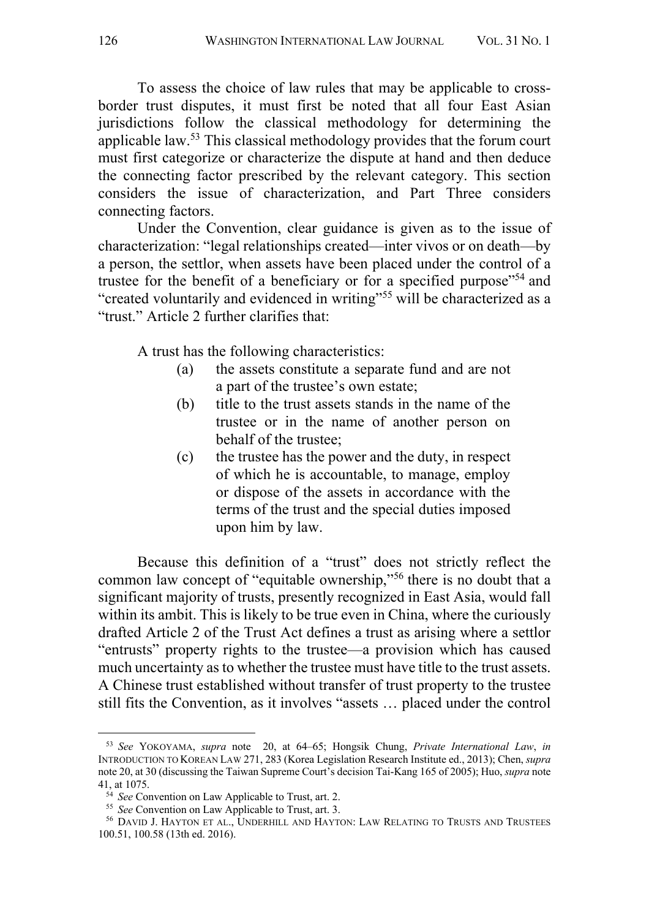To assess the choice of law rules that may be applicable to cross-border trust disputes, it must first be noted that all four East Asian jurisdictions follow the classical methodology for determining the applicable law.[53] This classical methodology provides that the forum court must first categorize or characterize the dispute at hand and then deduce the connecting factor prescribed by the relevant category. This section considers the issue of characterization, and Part Three considers connecting factors.

Under the Convention, clear guidance is given as to the issue of characterization: "legal relationships created—inter vivos or on death—by a person, the settlor, when assets have been placed under the control of a trustee for the benefit of a beneficiary or for a specified purpose"[54] and "created voluntarily and evidenced in writing"[55] will be characterized as a "trust." Article 2 further clarifies that:

> A trust has the following characteristics:
>
> (a) the assets constitute a separate fund and are not a part of the trustee's own estate;
>
> (b) title to the trust assets stands in the name of the trustee or in the name of another person on behalf of the trustee;
>
> (c) the trustee has the power and the duty, in respect of which he is accountable, to manage, employ or dispose of the assets in accordance with the terms of the trust and the special duties imposed upon him by law.

Because this definition of a "trust" does not strictly reflect the common law concept of "equitable ownership,"[56] there is no doubt that a significant majority of trusts, presently recognized in East Asia, would fall within its ambit. This is likely to be true even in China, where the curiously drafted Article 2 of the Trust Act defines a trust as arising where a settlor "entrusts" property rights to the trustee—a provision which has caused much uncertainty as to whether the trustee must have title to the trust assets. A Chinese trust established without transfer of trust property to the trustee still fits the Convention, as it involves "assets … placed under the control

---

[53] *See* YOKOYAMA, *supra* note 20, at 64–65; Hongsik Chung, *Private International Law*, *in* INTRODUCTION TO KOREAN LAW 271, 283 (Korea Legislation Research Institute ed., 2013); Chen, *supra* note 20, at 30 (discussing the Taiwan Supreme Court's decision Tai-Kang 165 of 2005); Huo, *supra* note 41, at 1075.

[54] *See* Convention on Law Applicable to Trust, art. 2.

[55] *See* Convention on Law Applicable to Trust, art. 3.

[56] DAVID J. HAYTON ET AL., UNDERHILL AND HAYTON: LAW RELATING TO TRUSTS AND TRUSTEES 100.51, 100.58 (13th ed. 2016).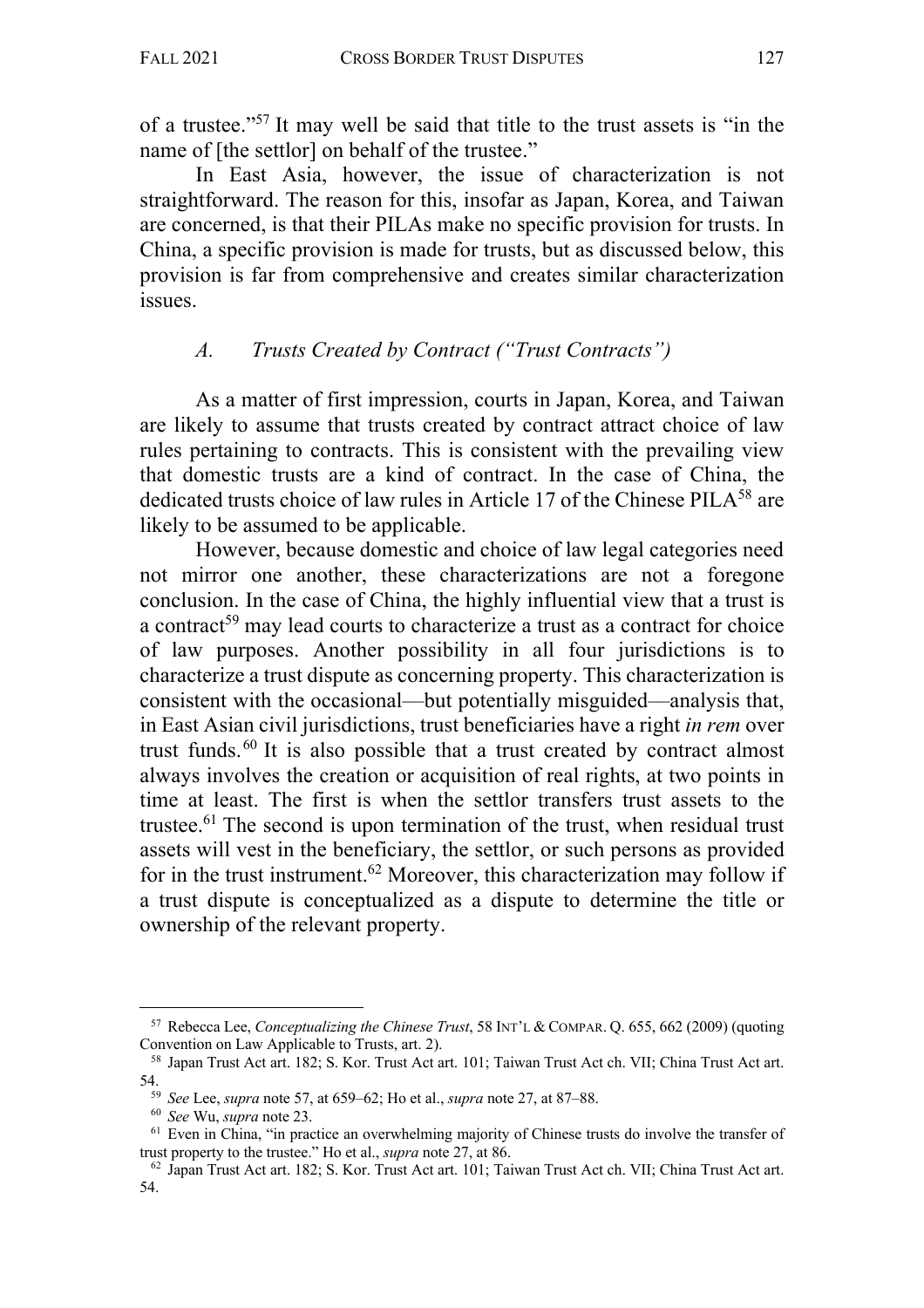of a trustee."[57] It may well be said that title to the trust assets is "in the name of [the settlor] on behalf of the trustee."

In East Asia, however, the issue of characterization is not straightforward. The reason for this, insofar as Japan, Korea, and Taiwan are concerned, is that their PILAs make no specific provision for trusts. In China, a specific provision is made for trusts, but as discussed below, this provision is far from comprehensive and creates similar characterization issues.

### *A. Trusts Created by Contract ("Trust Contracts")*

As a matter of first impression, courts in Japan, Korea, and Taiwan are likely to assume that trusts created by contract attract choice of law rules pertaining to contracts. This is consistent with the prevailing view that domestic trusts are a kind of contract. In the case of China, the dedicated trusts choice of law rules in Article 17 of the Chinese PILA[58] are likely to be assumed to be applicable.

However, because domestic and choice of law legal categories need not mirror one another, these characterizations are not a foregone conclusion. In the case of China, the highly influential view that a trust is a contract[59] may lead courts to characterize a trust as a contract for choice of law purposes. Another possibility in all four jurisdictions is to characterize a trust dispute as concerning property. This characterization is consistent with the occasional—but potentially misguided—analysis that, in East Asian civil jurisdictions, trust beneficiaries have a right *in rem* over trust funds.[60] It is also possible that a trust created by contract almost always involves the creation or acquisition of real rights, at two points in time at least. The first is when the settlor transfers trust assets to the trustee.[61] The second is upon termination of the trust, when residual trust assets will vest in the beneficiary, the settlor, or such persons as provided for in the trust instrument.[62] Moreover, this characterization may follow if a trust dispute is conceptualized as a dispute to determine the title or ownership of the relevant property.

---

[57] Rebecca Lee, *Conceptualizing the Chinese Trust*, 58 INT'L & COMPAR. Q. 655, 662 (2009) (quoting Convention on Law Applicable to Trusts, art. 2).

[58] Japan Trust Act art. 182; S. Kor. Trust Act art. 101; Taiwan Trust Act ch. VII; China Trust Act art. 54.

[59] *See* Lee, *supra* note 57, at 659–62; Ho et al., *supra* note 27, at 87–88.

[60] *See* Wu, *supra* note 23.

[61] Even in China, "in practice an overwhelming majority of Chinese trusts do involve the transfer of trust property to the trustee." Ho et al., *supra* note 27, at 86.

[62] Japan Trust Act art. 182; S. Kor. Trust Act art. 101; Taiwan Trust Act ch. VII; China Trust Act art. 54.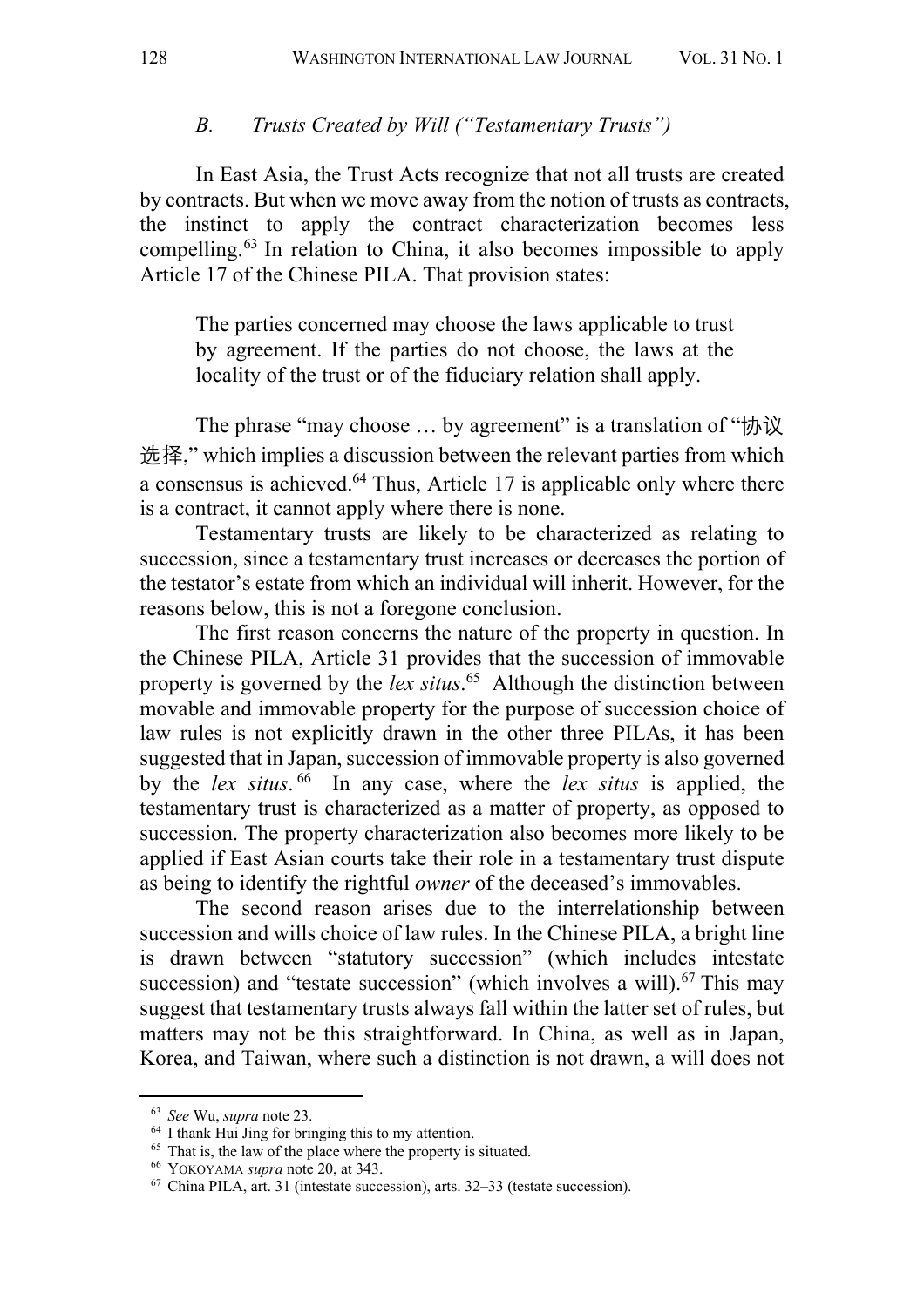### *B. Trusts Created by Will ("Testamentary Trusts")*

In East Asia, the Trust Acts recognize that not all trusts are created by contracts. But when we move away from the notion of trusts as contracts, the instinct to apply the contract characterization becomes less compelling.[63] In relation to China, it also becomes impossible to apply Article 17 of the Chinese PILA. That provision states:

> The parties concerned may choose the laws applicable to trust by agreement. If the parties do not choose, the laws at the locality of the trust or of the fiduciary relation shall apply.

The phrase "may choose … by agreement" is a translation of "协议选择," which implies a discussion between the relevant parties from which a consensus is achieved.[64] Thus, Article 17 is applicable only where there is a contract, it cannot apply where there is none.

Testamentary trusts are likely to be characterized as relating to succession, since a testamentary trust increases or decreases the portion of the testator's estate from which an individual will inherit. However, for the reasons below, this is not a foregone conclusion.

The first reason concerns the nature of the property in question. In the Chinese PILA, Article 31 provides that the succession of immovable property is governed by the *lex situs*.[65] Although the distinction between movable and immovable property for the purpose of succession choice of law rules is not explicitly drawn in the other three PILAs, it has been suggested that in Japan, succession of immovable property is also governed by the *lex situs*.[66] In any case, where the *lex situs* is applied, the testamentary trust is characterized as a matter of property, as opposed to succession. The property characterization also becomes more likely to be applied if East Asian courts take their role in a testamentary trust dispute as being to identify the rightful *owner* of the deceased's immovables.

The second reason arises due to the interrelationship between succession and wills choice of law rules. In the Chinese PILA, a bright line is drawn between "statutory succession" (which includes intestate succession) and "testate succession" (which involves a will).[67] This may suggest that testamentary trusts always fall within the latter set of rules, but matters may not be this straightforward. In China, as well as in Japan, Korea, and Taiwan, where such a distinction is not drawn, a will does not

---

[63] *See* Wu, *supra* note 23.

[64] I thank Hui Jing for bringing this to my attention.

[65] That is, the law of the place where the property is situated.

[66] YOKOYAMA *supra* note 20, at 343.

[67] China PILA, art. 31 (intestate succession), arts. 32–33 (testate succession).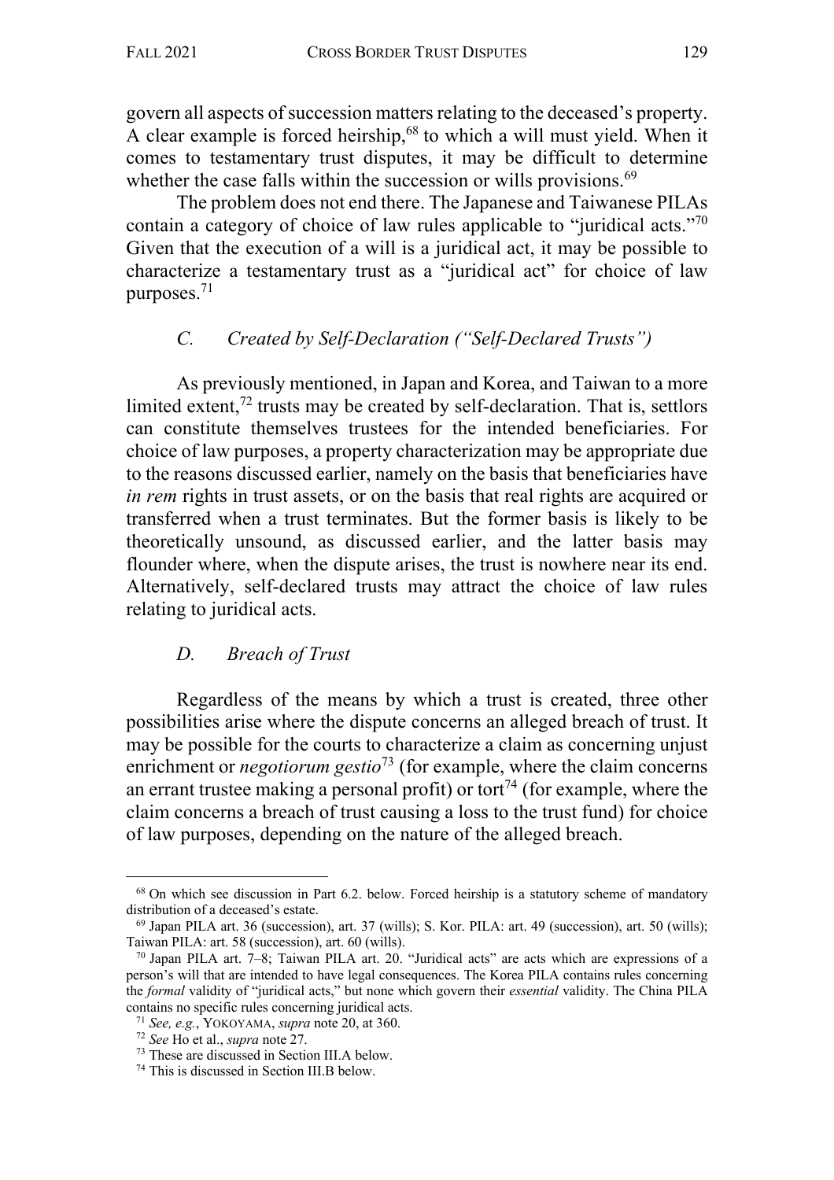govern all aspects of succession matters relating to the deceased's property. A clear example is forced heirship,[68] to which a will must yield. When it comes to testamentary trust disputes, it may be difficult to determine whether the case falls within the succession or wills provisions.[69]

The problem does not end there. The Japanese and Taiwanese PILAs contain a category of choice of law rules applicable to "juridical acts."[70] Given that the execution of a will is a juridical act, it may be possible to characterize a testamentary trust as a "juridical act" for choice of law purposes.[71]

### *C. Created by Self-Declaration ("Self-Declared Trusts")*

As previously mentioned, in Japan and Korea, and Taiwan to a more limited extent,[72] trusts may be created by self-declaration. That is, settlors can constitute themselves trustees for the intended beneficiaries. For choice of law purposes, a property characterization may be appropriate due to the reasons discussed earlier, namely on the basis that beneficiaries have *in rem* rights in trust assets, or on the basis that real rights are acquired or transferred when a trust terminates. But the former basis is likely to be theoretically unsound, as discussed earlier, and the latter basis may flounder where, when the dispute arises, the trust is nowhere near its end. Alternatively, self-declared trusts may attract the choice of law rules relating to juridical acts.

### *D. Breach of Trust*

Regardless of the means by which a trust is created, three other possibilities arise where the dispute concerns an alleged breach of trust. It may be possible for the courts to characterize a claim as concerning unjust enrichment or *negotiorum gestio*[73] (for example, where the claim concerns an errant trustee making a personal profit) or tort[74] (for example, where the claim concerns a breach of trust causing a loss to the trust fund) for choice of law purposes, depending on the nature of the alleged breach.

---

[68] On which see discussion in Part 6.2. below. Forced heirship is a statutory scheme of mandatory distribution of a deceased's estate.

[69] Japan PILA art. 36 (succession), art. 37 (wills); S. Kor. PILA: art. 49 (succession), art. 50 (wills); Taiwan PILA: art. 58 (succession), art. 60 (wills).

[70] Japan PILA art. 7–8; Taiwan PILA art. 20. "Juridical acts" are acts which are expressions of a person's will that are intended to have legal consequences. The Korea PILA contains rules concerning the *formal* validity of "juridical acts," but none which govern their *essential* validity. The China PILA contains no specific rules concerning juridical acts.

[71] *See, e.g.*, YOKOYAMA, *supra* note 20, at 360.

[72] *See* Ho et al., *supra* note 27.

[73] These are discussed in Section III.A below.

[74] This is discussed in Section III.B below.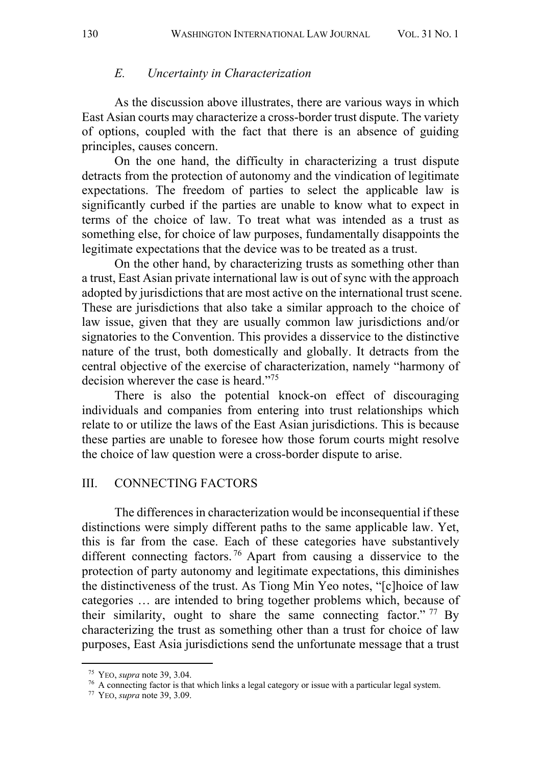### *E. Uncertainty in Characterization*

As the discussion above illustrates, there are various ways in which East Asian courts may characterize a cross-border trust dispute. The variety of options, coupled with the fact that there is an absence of guiding principles, causes concern.

On the one hand, the difficulty in characterizing a trust dispute detracts from the protection of autonomy and the vindication of legitimate expectations. The freedom of parties to select the applicable law is significantly curbed if the parties are unable to know what to expect in terms of the choice of law. To treat what was intended as a trust as something else, for choice of law purposes, fundamentally disappoints the legitimate expectations that the device was to be treated as a trust.

On the other hand, by characterizing trusts as something other than a trust, East Asian private international law is out of sync with the approach adopted by jurisdictions that are most active on the international trust scene. These are jurisdictions that also take a similar approach to the choice of law issue, given that they are usually common law jurisdictions and/or signatories to the Convention. This provides a disservice to the distinctive nature of the trust, both domestically and globally. It detracts from the central objective of the exercise of characterization, namely "harmony of decision wherever the case is heard."[75]

There is also the potential knock-on effect of discouraging individuals and companies from entering into trust relationships which relate to or utilize the laws of the East Asian jurisdictions. This is because these parties are unable to foresee how those forum courts might resolve the choice of law question were a cross-border dispute to arise.

## III. CONNECTING FACTORS

The differences in characterization would be inconsequential if these distinctions were simply different paths to the same applicable law. Yet, this is far from the case. Each of these categories have substantively different connecting factors.[76] Apart from causing a disservice to the protection of party autonomy and legitimate expectations, this diminishes the distinctiveness of the trust. As Tiong Min Yeo notes, "[c]hoice of law categories … are intended to bring together problems which, because of their similarity, ought to share the same connecting factor."[77] By characterizing the trust as something other than a trust for choice of law purposes, East Asia jurisdictions send the unfortunate message that a trust

---

[75] YEO, *supra* note 39, 3.04.

[76] A connecting factor is that which links a legal category or issue with a particular legal system.

[77] YEO, *supra* note 39, 3.09.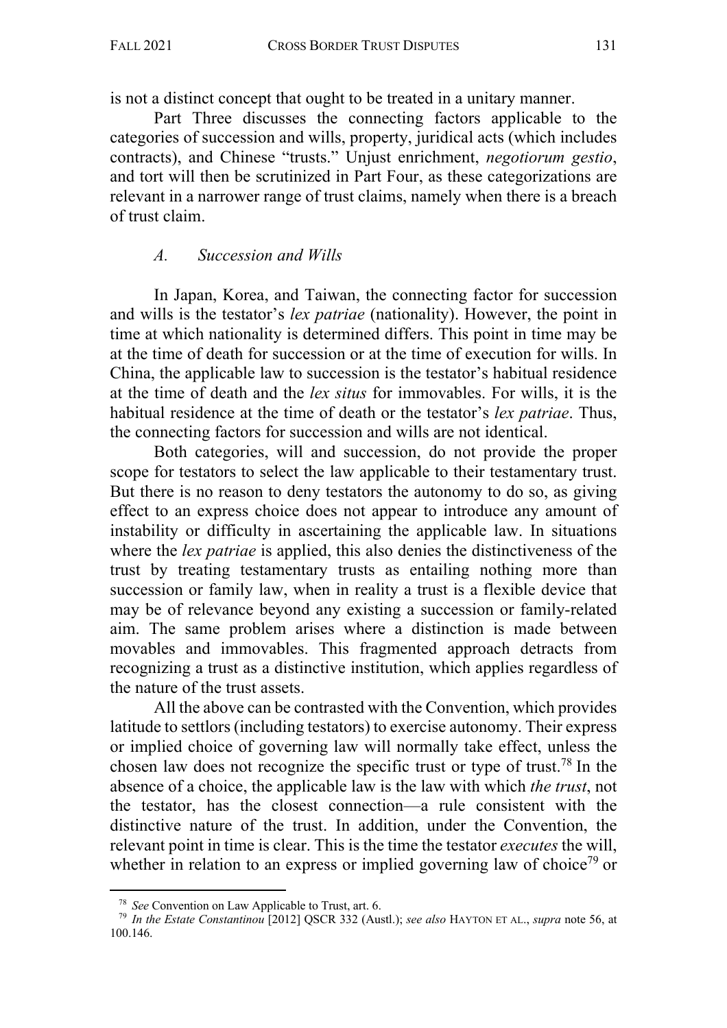is not a distinct concept that ought to be treated in a unitary manner.

Part Three discusses the connecting factors applicable to the categories of succession and wills, property, juridical acts (which includes contracts), and Chinese "trusts." Unjust enrichment, *negotiorum gestio*, and tort will then be scrutinized in Part Four, as these categorizations are relevant in a narrower range of trust claims, namely when there is a breach of trust claim.

### *A. Succession and Wills*

In Japan, Korea, and Taiwan, the connecting factor for succession and wills is the testator's *lex patriae* (nationality). However, the point in time at which nationality is determined differs. This point in time may be at the time of death for succession or at the time of execution for wills. In China, the applicable law to succession is the testator's habitual residence at the time of death and the *lex situs* for immovables. For wills, it is the habitual residence at the time of death or the testator's *lex patriae*. Thus, the connecting factors for succession and wills are not identical.

Both categories, will and succession, do not provide the proper scope for testators to select the law applicable to their testamentary trust. But there is no reason to deny testators the autonomy to do so, as giving effect to an express choice does not appear to introduce any amount of instability or difficulty in ascertaining the applicable law. In situations where the *lex patriae* is applied, this also denies the distinctiveness of the trust by treating testamentary trusts as entailing nothing more than succession or family law, when in reality a trust is a flexible device that may be of relevance beyond any existing a succession or family-related aim. The same problem arises where a distinction is made between movables and immovables. This fragmented approach detracts from recognizing a trust as a distinctive institution, which applies regardless of the nature of the trust assets.

All the above can be contrasted with the Convention, which provides latitude to settlors (including testators) to exercise autonomy. Their express or implied choice of governing law will normally take effect, unless the chosen law does not recognize the specific trust or type of trust.[78] In the absence of a choice, the applicable law is the law with which *the trust*, not the testator, has the closest connection—a rule consistent with the distinctive nature of the trust. In addition, under the Convention, the relevant point in time is clear. This is the time the testator *executes* the will, whether in relation to an express or implied governing law of choice[79] or

[78] *See* Convention on Law Applicable to Trust, art. 6.

[79] *In the Estate Constantinou* [2012] QSCR 332 (Austl.); *see also* HAYTON ET AL., *supra* note 56, at 100.146.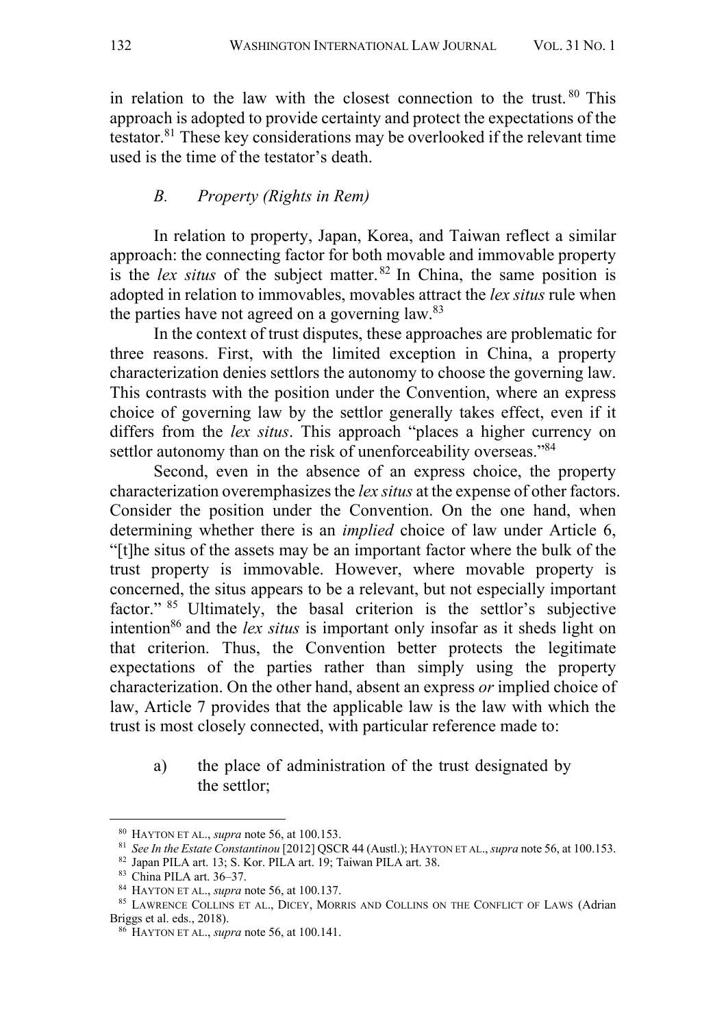in relation to the law with the closest connection to the trust.[80] This approach is adopted to provide certainty and protect the expectations of the testator.[81] These key considerations may be overlooked if the relevant time used is the time of the testator's death.

### *B. Property (Rights in Rem)*

In relation to property, Japan, Korea, and Taiwan reflect a similar approach: the connecting factor for both movable and immovable property is the *lex situs* of the subject matter.[82] In China, the same position is adopted in relation to immovables, movables attract the *lex situs* rule when the parties have not agreed on a governing law.[83]

In the context of trust disputes, these approaches are problematic for three reasons. First, with the limited exception in China, a property characterization denies settlors the autonomy to choose the governing law. This contrasts with the position under the Convention, where an express choice of governing law by the settlor generally takes effect, even if it differs from the *lex situs*. This approach "places a higher currency on settlor autonomy than on the risk of unenforceability overseas."[84]

Second, even in the absence of an express choice, the property characterization overemphasizes the *lex situs* at the expense of other factors. Consider the position under the Convention. On the one hand, when determining whether there is an *implied* choice of law under Article 6, "[t]he situs of the assets may be an important factor where the bulk of the trust property is immovable. However, where movable property is concerned, the situs appears to be a relevant, but not especially important factor."[85] Ultimately, the basal criterion is the settlor's subjective intention[86] and the *lex situs* is important only insofar as it sheds light on that criterion. Thus, the Convention better protects the legitimate expectations of the parties rather than simply using the property characterization. On the other hand, absent an express *or* implied choice of law, Article 7 provides that the applicable law is the law with which the trust is most closely connected, with particular reference made to:

a) the place of administration of the trust designated by the settlor;

---

[80] HAYTON ET AL., *supra* note 56, at 100.153.

[81] *See In the Estate Constantinou* [2012] QSCR 44 (Austl.); HAYTON ET AL., *supra* note 56, at 100.153.

[82] Japan PILA art. 13; S. Kor. PILA art. 19; Taiwan PILA art. 38.

[83] China PILA art. 36–37.

[84] HAYTON ET AL., *supra* note 56, at 100.137.

[85] LAWRENCE COLLINS ET AL., DICEY, MORRIS AND COLLINS ON THE CONFLICT OF LAWS (Adrian Briggs et al. eds., 2018).

[86] HAYTON ET AL., *supra* note 56, at 100.141.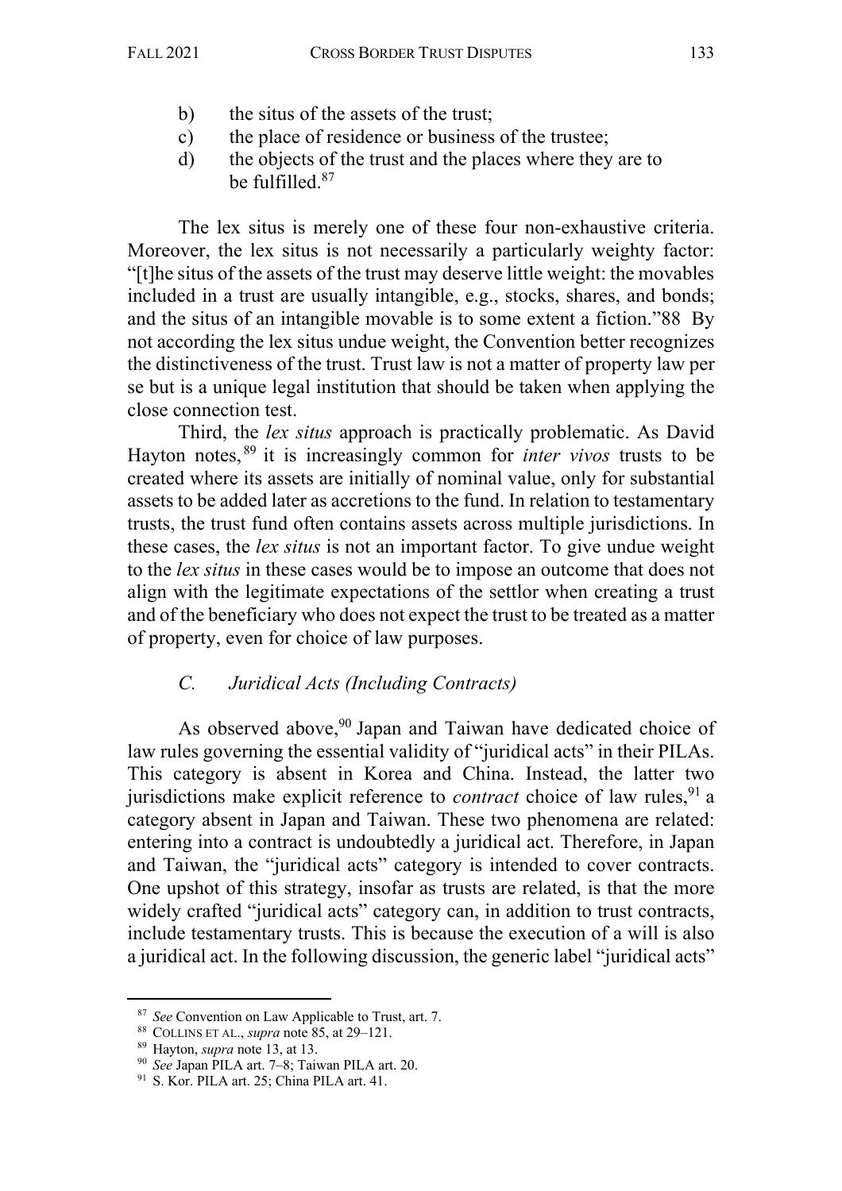b) the situs of the assets of the trust;
c) the place of residence or business of the trustee;
d) the objects of the trust and the places where they are to be fulfilled.[87]

The lex situs is merely one of these four non-exhaustive criteria. Moreover, the lex situs is not necessarily a particularly weighty factor: "[t]he situs of the assets of the trust may deserve little weight: the movables included in a trust are usually intangible, e.g., stocks, shares, and bonds; and the situs of an intangible movable is to some extent a fiction."88 By not according the lex situs undue weight, the Convention better recognizes the distinctiveness of the trust. Trust law is not a matter of property law per se but is a unique legal institution that should be taken when applying the close connection test.

Third, the *lex situs* approach is practically problematic. As David Hayton notes,[89] it is increasingly common for *inter vivos* trusts to be created where its assets are initially of nominal value, only for substantial assets to be added later as accretions to the fund. In relation to testamentary trusts, the trust fund often contains assets across multiple jurisdictions. In these cases, the *lex situs* is not an important factor. To give undue weight to the *lex situs* in these cases would be to impose an outcome that does not align with the legitimate expectations of the settlor when creating a trust and of the beneficiary who does not expect the trust to be treated as a matter of property, even for choice of law purposes.

### *C. Juridical Acts (Including Contracts)*

As observed above,[90] Japan and Taiwan have dedicated choice of law rules governing the essential validity of "juridical acts" in their PILAs. This category is absent in Korea and China. Instead, the latter two jurisdictions make explicit reference to *contract* choice of law rules,[91] a category absent in Japan and Taiwan. These two phenomena are related: entering into a contract is undoubtedly a juridical act. Therefore, in Japan and Taiwan, the "juridical acts" category is intended to cover contracts. One upshot of this strategy, insofar as trusts are related, is that the more widely crafted "juridical acts" category can, in addition to trust contracts, include testamentary trusts. This is because the execution of a will is also a juridical act. In the following discussion, the generic label "juridical acts"

[87] *See* Convention on Law Applicable to Trust, art. 7.
[88] COLLINS ET AL., *supra* note 85, at 29–121.
[89] Hayton, *supra* note 13, at 13.
[90] *See* Japan PILA art. 7–8; Taiwan PILA art. 20.
[91] S. Kor. PILA art. 25; China PILA art. 41.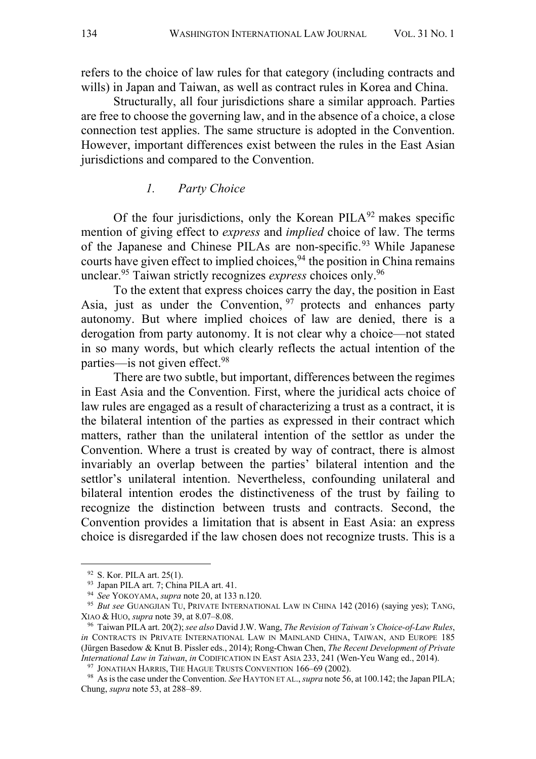refers to the choice of law rules for that category (including contracts and wills) in Japan and Taiwan, as well as contract rules in Korea and China.

Structurally, all four jurisdictions share a similar approach. Parties are free to choose the governing law, and in the absence of a choice, a close connection test applies. The same structure is adopted in the Convention. However, important differences exist between the rules in the East Asian jurisdictions and compared to the Convention.

### *1. Party Choice*

Of the four jurisdictions, only the Korean PILA[92] makes specific mention of giving effect to *express* and *implied* choice of law. The terms of the Japanese and Chinese PILAs are non-specific.[93] While Japanese courts have given effect to implied choices,[94] the position in China remains unclear.[95] Taiwan strictly recognizes *express* choices only.[96]

To the extent that express choices carry the day, the position in East Asia, just as under the Convention,[97] protects and enhances party autonomy. But where implied choices of law are denied, there is a derogation from party autonomy. It is not clear why a choice—not stated in so many words, but which clearly reflects the actual intention of the parties—is not given effect.[98]

There are two subtle, but important, differences between the regimes in East Asia and the Convention. First, where the juridical acts choice of law rules are engaged as a result of characterizing a trust as a contract, it is the bilateral intention of the parties as expressed in their contract which matters, rather than the unilateral intention of the settlor as under the Convention. Where a trust is created by way of contract, there is almost invariably an overlap between the parties' bilateral intention and the settlor's unilateral intention. Nevertheless, confounding unilateral and bilateral intention erodes the distinctiveness of the trust by failing to recognize the distinction between trusts and contracts. Second, the Convention provides a limitation that is absent in East Asia: an express choice is disregarded if the law chosen does not recognize trusts. This is a

---

[92] S. Kor. PILA art. 25(1).

[93] Japan PILA art. 7; China PILA art. 41.

[94] *See* YOKOYAMA, *supra* note 20, at 133 n.120.

[95] *But see* GUANGJIAN TU, PRIVATE INTERNATIONAL LAW IN CHINA 142 (2016) (saying yes); TANG, XIAO & HUO, *supra* note 39, at 8.07–8.08.

[96] Taiwan PILA art. 20(2); *see also* David J.W. Wang, *The Revision of Taiwan's Choice-of-Law Rules*, *in* CONTRACTS IN PRIVATE INTERNATIONAL LAW IN MAINLAND CHINA, TAIWAN, AND EUROPE 185 (Jürgen Basedow & Knut B. Pissler eds., 2014); Rong-Chwan Chen, *The Recent Development of Private International Law in Taiwan*, *in* CODIFICATION IN EAST ASIA 233, 241 (Wen-Yeu Wang ed., 2014).

[97] JONATHAN HARRIS, THE HAGUE TRUSTS CONVENTION 166–69 (2002).

[98] As is the case under the Convention. *See* HAYTON ET AL., *supra* note 56, at 100.142; the Japan PILA; Chung, *supra* note 53, at 288–89.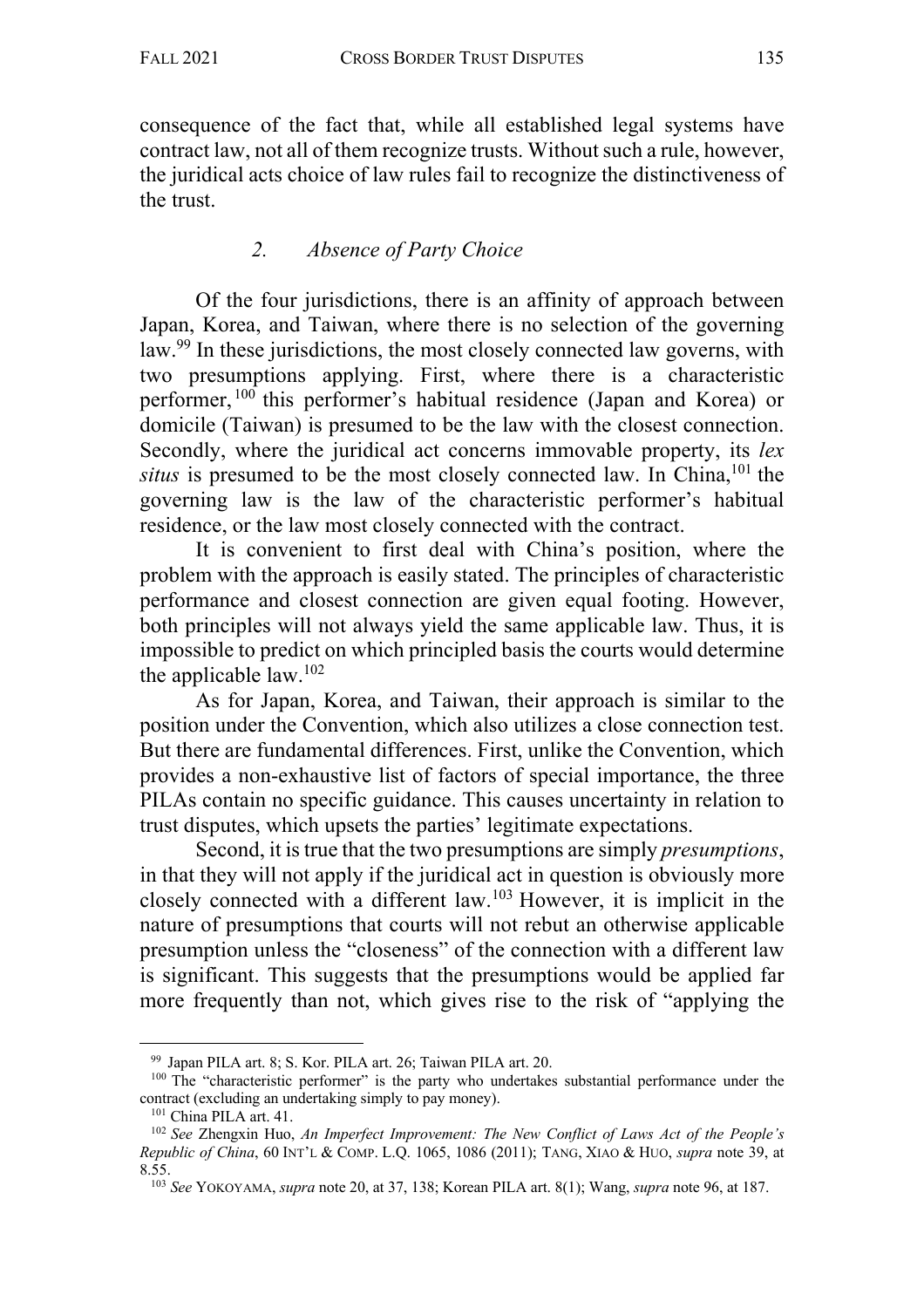consequence of the fact that, while all established legal systems have contract law, not all of them recognize trusts. Without such a rule, however, the juridical acts choice of law rules fail to recognize the distinctiveness of the trust.

### *2. Absence of Party Choice*

Of the four jurisdictions, there is an affinity of approach between Japan, Korea, and Taiwan, where there is no selection of the governing law.[99] In these jurisdictions, the most closely connected law governs, with two presumptions applying. First, where there is a characteristic performer,[100] this performer's habitual residence (Japan and Korea) or domicile (Taiwan) is presumed to be the law with the closest connection. Secondly, where the juridical act concerns immovable property, its *lex situs* is presumed to be the most closely connected law. In China,[101] the governing law is the law of the characteristic performer's habitual residence, or the law most closely connected with the contract.

It is convenient to first deal with China's position, where the problem with the approach is easily stated. The principles of characteristic performance and closest connection are given equal footing. However, both principles will not always yield the same applicable law. Thus, it is impossible to predict on which principled basis the courts would determine the applicable law.[102]

As for Japan, Korea, and Taiwan, their approach is similar to the position under the Convention, which also utilizes a close connection test. But there are fundamental differences. First, unlike the Convention, which provides a non-exhaustive list of factors of special importance, the three PILAs contain no specific guidance. This causes uncertainty in relation to trust disputes, which upsets the parties' legitimate expectations.

Second, it is true that the two presumptions are simply *presumptions*, in that they will not apply if the juridical act in question is obviously more closely connected with a different law.[103] However, it is implicit in the nature of presumptions that courts will not rebut an otherwise applicable presumption unless the "closeness" of the connection with a different law is significant. This suggests that the presumptions would be applied far more frequently than not, which gives rise to the risk of "applying the

---

[99] Japan PILA art. 8; S. Kor. PILA art. 26; Taiwan PILA art. 20.

[100] The "characteristic performer" is the party who undertakes substantial performance under the contract (excluding an undertaking simply to pay money).

[101] China PILA art. 41.

[102] *See* Zhengxin Huo, *An Imperfect Improvement: The New Conflict of Laws Act of the People's Republic of China*, 60 INT'L & COMP. L.Q. 1065, 1086 (2011); TANG, XIAO & HUO, *supra* note 39, at 8.55.

[103] *See* YOKOYAMA, *supra* note 20, at 37, 138; Korean PILA art. 8(1); Wang, *supra* note 96, at 187.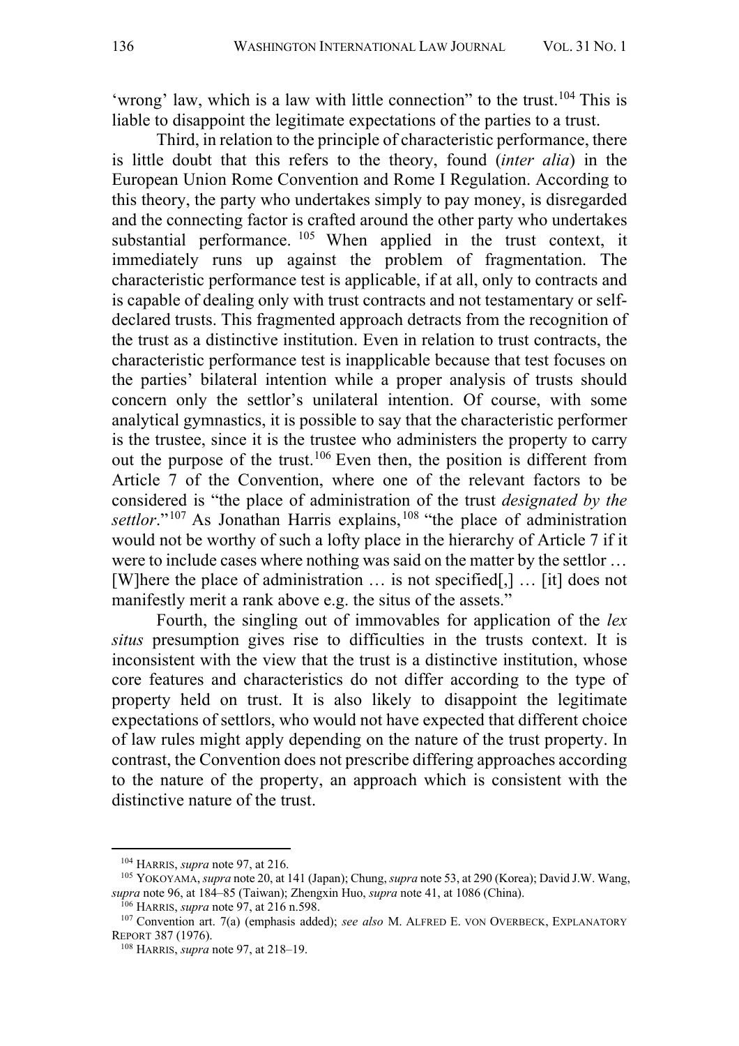'wrong' law, which is a law with little connection" to the trust.[104] This is liable to disappoint the legitimate expectations of the parties to a trust.

Third, in relation to the principle of characteristic performance, there is little doubt that this refers to the theory, found (*inter alia*) in the European Union Rome Convention and Rome I Regulation. According to this theory, the party who undertakes simply to pay money, is disregarded and the connecting factor is crafted around the other party who undertakes substantial performance.[105] When applied in the trust context, it immediately runs up against the problem of fragmentation. The characteristic performance test is applicable, if at all, only to contracts and is capable of dealing only with trust contracts and not testamentary or self-declared trusts. This fragmented approach detracts from the recognition of the trust as a distinctive institution. Even in relation to trust contracts, the characteristic performance test is inapplicable because that test focuses on the parties' bilateral intention while a proper analysis of trusts should concern only the settlor's unilateral intention. Of course, with some analytical gymnastics, it is possible to say that the characteristic performer is the trustee, since it is the trustee who administers the property to carry out the purpose of the trust.[106] Even then, the position is different from Article 7 of the Convention, where one of the relevant factors to be considered is "the place of administration of the trust *designated by the settlor*."[107] As Jonathan Harris explains,[108] "the place of administration would not be worthy of such a lofty place in the hierarchy of Article 7 if it were to include cases where nothing was said on the matter by the settlor … [W]here the place of administration … is not specified[,] … [it] does not manifestly merit a rank above e.g. the situs of the assets."

Fourth, the singling out of immovables for application of the *lex situs* presumption gives rise to difficulties in the trusts context. It is inconsistent with the view that the trust is a distinctive institution, whose core features and characteristics do not differ according to the type of property held on trust. It is also likely to disappoint the legitimate expectations of settlors, who would not have expected that different choice of law rules might apply depending on the nature of the trust property. In contrast, the Convention does not prescribe differing approaches according to the nature of the property, an approach which is consistent with the distinctive nature of the trust.

---

[104] HARRIS, *supra* note 97, at 216.

[105] YOKOYAMA, *supra* note 20, at 141 (Japan); Chung, *supra* note 53, at 290 (Korea); David J.W. Wang, *supra* note 96, at 184–85 (Taiwan); Zhengxin Huo, *supra* note 41, at 1086 (China).

[106] HARRIS, *supra* note 97, at 216 n.598.

[107] Convention art. 7(a) (emphasis added); *see also* M. ALFRED E. VON OVERBECK, EXPLANATORY REPORT 387 (1976).

[108] HARRIS, *supra* note 97, at 218–19.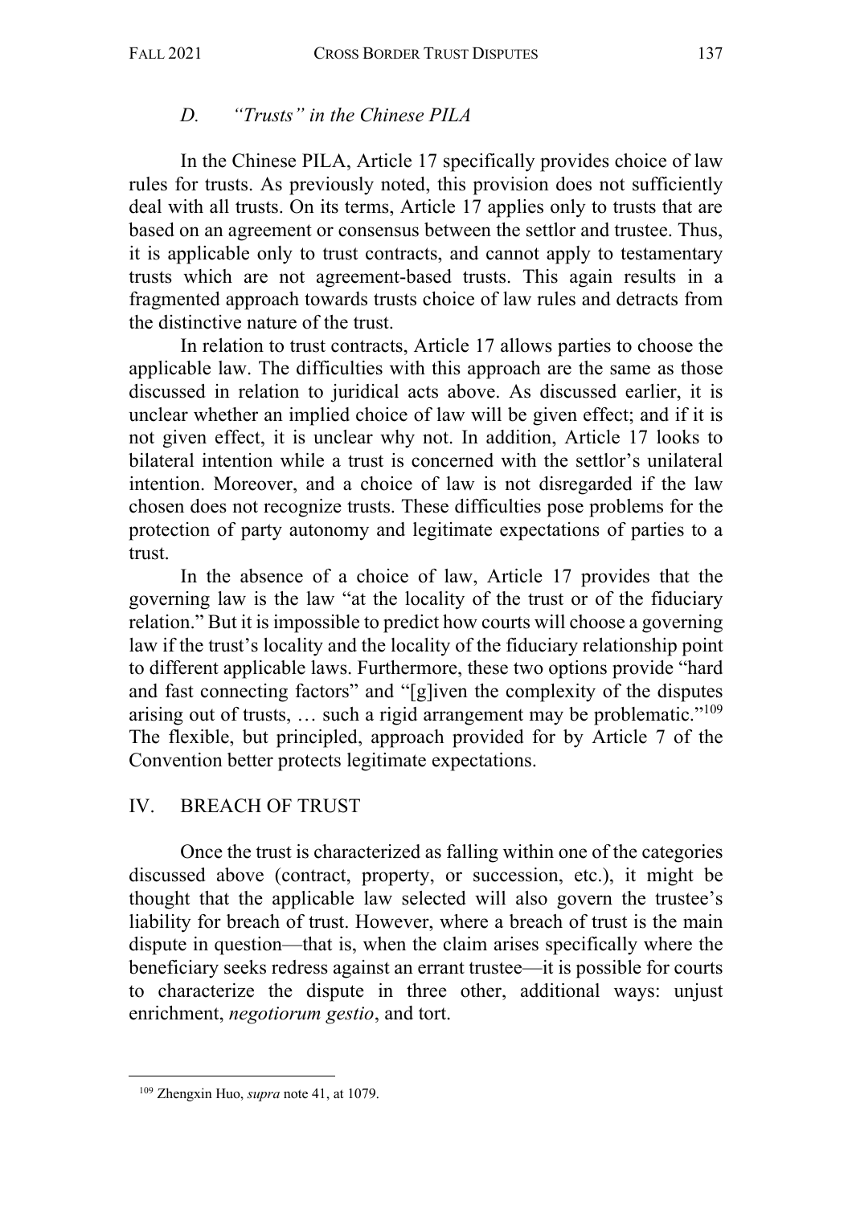### *D. "Trusts" in the Chinese PILA*

In the Chinese PILA, Article 17 specifically provides choice of law rules for trusts. As previously noted, this provision does not sufficiently deal with all trusts. On its terms, Article 17 applies only to trusts that are based on an agreement or consensus between the settlor and trustee. Thus, it is applicable only to trust contracts, and cannot apply to testamentary trusts which are not agreement-based trusts. This again results in a fragmented approach towards trusts choice of law rules and detracts from the distinctive nature of the trust.

In relation to trust contracts, Article 17 allows parties to choose the applicable law. The difficulties with this approach are the same as those discussed in relation to juridical acts above. As discussed earlier, it is unclear whether an implied choice of law will be given effect; and if it is not given effect, it is unclear why not. In addition, Article 17 looks to bilateral intention while a trust is concerned with the settlor's unilateral intention. Moreover, and a choice of law is not disregarded if the law chosen does not recognize trusts. These difficulties pose problems for the protection of party autonomy and legitimate expectations of parties to a trust.

In the absence of a choice of law, Article 17 provides that the governing law is the law "at the locality of the trust or of the fiduciary relation." But it is impossible to predict how courts will choose a governing law if the trust's locality and the locality of the fiduciary relationship point to different applicable laws. Furthermore, these two options provide "hard and fast connecting factors" and "[g]iven the complexity of the disputes arising out of trusts, … such a rigid arrangement may be problematic."[109] The flexible, but principled, approach provided for by Article 7 of the Convention better protects legitimate expectations.

## IV. BREACH OF TRUST

Once the trust is characterized as falling within one of the categories discussed above (contract, property, or succession, etc.), it might be thought that the applicable law selected will also govern the trustee's liability for breach of trust. However, where a breach of trust is the main dispute in question—that is, when the claim arises specifically where the beneficiary seeks redress against an errant trustee—it is possible for courts to characterize the dispute in three other, additional ways: unjust enrichment, *negotiorum gestio*, and tort.

---

[109] Zhengxin Huo, *supra* note 41, at 1079.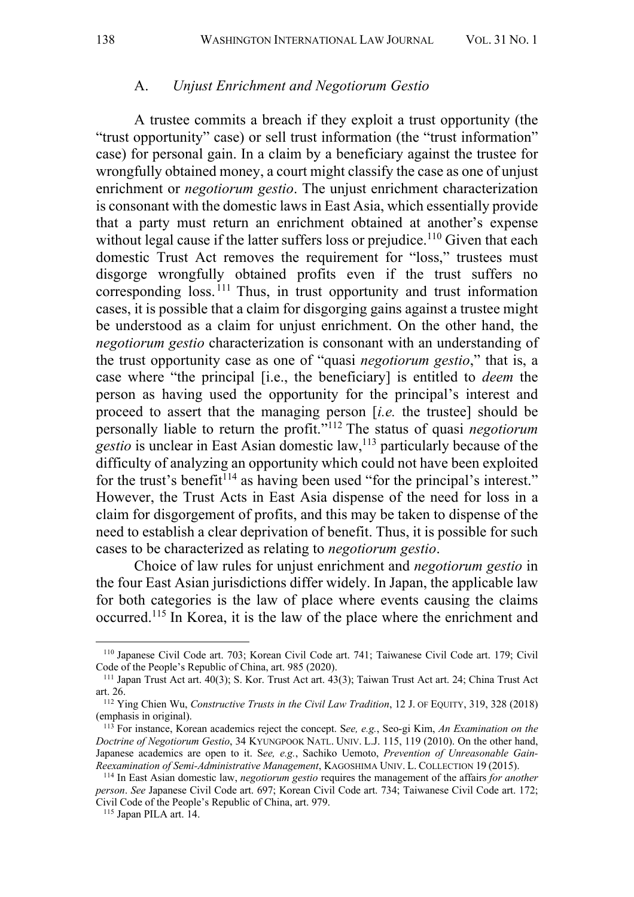### A. *Unjust Enrichment and Negotiorum Gestio*

A trustee commits a breach if they exploit a trust opportunity (the "trust opportunity" case) or sell trust information (the "trust information" case) for personal gain. In a claim by a beneficiary against the trustee for wrongfully obtained money, a court might classify the case as one of unjust enrichment or *negotiorum gestio*. The unjust enrichment characterization is consonant with the domestic laws in East Asia, which essentially provide that a party must return an enrichment obtained at another's expense without legal cause if the latter suffers loss or prejudice.[110] Given that each domestic Trust Act removes the requirement for "loss," trustees must disgorge wrongfully obtained profits even if the trust suffers no corresponding loss.[111] Thus, in trust opportunity and trust information cases, it is possible that a claim for disgorging gains against a trustee might be understood as a claim for unjust enrichment. On the other hand, the *negotiorum gestio* characterization is consonant with an understanding of the trust opportunity case as one of "quasi *negotiorum gestio*," that is, a case where "the principal [i.e., the beneficiary] is entitled to *deem* the person as having used the opportunity for the principal's interest and proceed to assert that the managing person [*i.e.* the trustee] should be personally liable to return the profit."[112] The status of quasi *negotiorum gestio* is unclear in East Asian domestic law,[113] particularly because of the difficulty of analyzing an opportunity which could not have been exploited for the trust's benefit[114] as having been used "for the principal's interest." However, the Trust Acts in East Asia dispense of the need for loss in a claim for disgorgement of profits, and this may be taken to dispense of the need to establish a clear deprivation of benefit. Thus, it is possible for such cases to be characterized as relating to *negotiorum gestio*.

Choice of law rules for unjust enrichment and *negotiorum gestio* in the four East Asian jurisdictions differ widely. In Japan, the applicable law for both categories is the law of place where events causing the claims occurred.[115] In Korea, it is the law of the place where the enrichment and

---

[110] Japanese Civil Code art. 703; Korean Civil Code art. 741; Taiwanese Civil Code art. 179; Civil Code of the People's Republic of China, art. 985 (2020).

[111] Japan Trust Act art. 40(3); S. Kor. Trust Act art. 43(3); Taiwan Trust Act art. 24; China Trust Act art. 26.

[112] Ying Chien Wu, *Constructive Trusts in the Civil Law Tradition*, 12 J. OF EQUITY, 319, 328 (2018) (emphasis in original).

[113] For instance, Korean academics reject the concept. S*ee, e.g.*, Seo-gi Kim, *An Examination on the Doctrine of Negotiorum Gestio*, 34 KYUNGPOOK NATL. UNIV. L.J. 115, 119 (2010). On the other hand, Japanese academics are open to it. S*ee, e.g.*, Sachiko Uemoto, *Prevention of Unreasonable Gain-Reexamination of Semi-Administrative Management*, KAGOSHIMA UNIV. L. COLLECTION 19 (2015).

[114] In East Asian domestic law, *negotiorum gestio* requires the management of the affairs *for another person*. *See* Japanese Civil Code art. 697; Korean Civil Code art. 734; Taiwanese Civil Code art. 172; Civil Code of the People's Republic of China, art. 979.

[115] Japan PILA art. 14.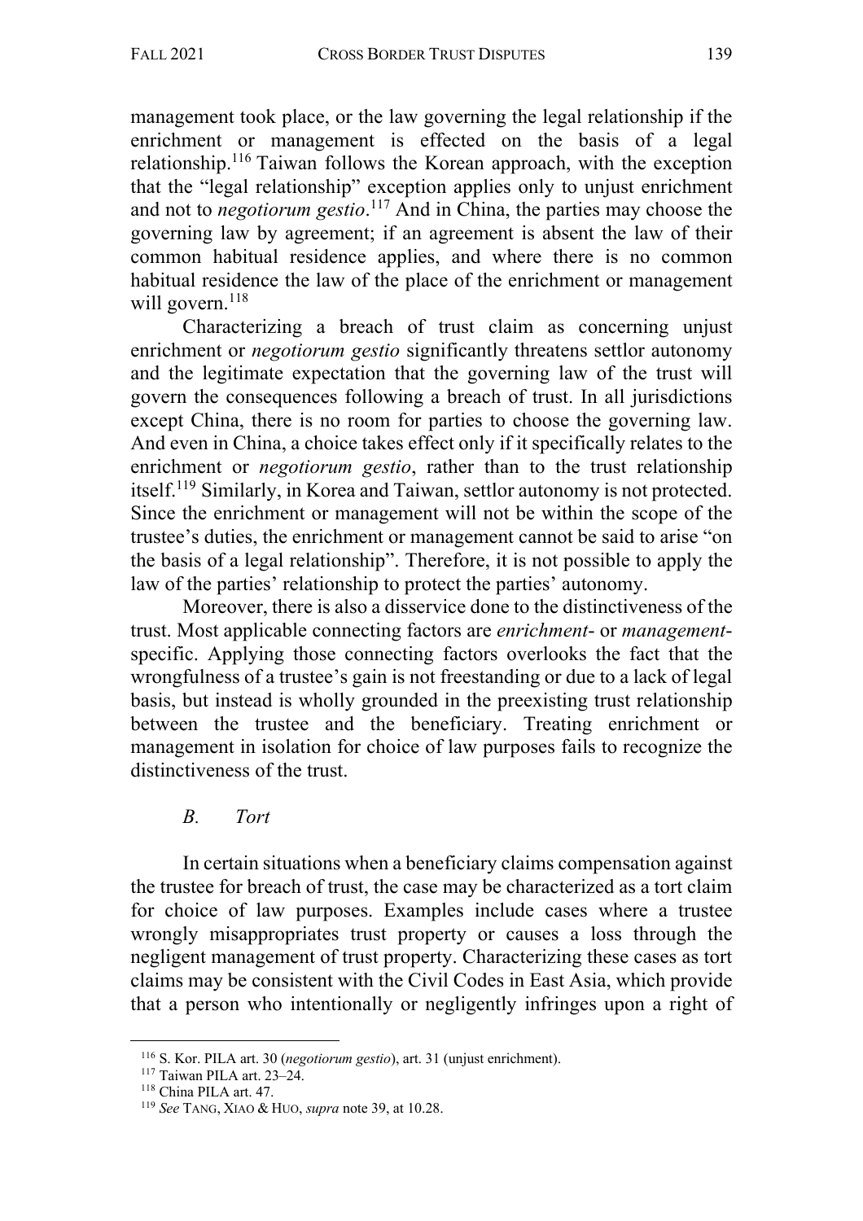management took place, or the law governing the legal relationship if the enrichment or management is effected on the basis of a legal relationship.[116] Taiwan follows the Korean approach, with the exception that the "legal relationship" exception applies only to unjust enrichment and not to *negotiorum gestio*.[117] And in China, the parties may choose the governing law by agreement; if an agreement is absent the law of their common habitual residence applies, and where there is no common habitual residence the law of the place of the enrichment or management will govern.[118]

Characterizing a breach of trust claim as concerning unjust enrichment or *negotiorum gestio* significantly threatens settlor autonomy and the legitimate expectation that the governing law of the trust will govern the consequences following a breach of trust. In all jurisdictions except China, there is no room for parties to choose the governing law. And even in China, a choice takes effect only if it specifically relates to the enrichment or *negotiorum gestio*, rather than to the trust relationship itself.[119] Similarly, in Korea and Taiwan, settlor autonomy is not protected. Since the enrichment or management will not be within the scope of the trustee's duties, the enrichment or management cannot be said to arise "on the basis of a legal relationship". Therefore, it is not possible to apply the law of the parties' relationship to protect the parties' autonomy.

Moreover, there is also a disservice done to the distinctiveness of the trust. Most applicable connecting factors are *enrichment*- or *management*-specific. Applying those connecting factors overlooks the fact that the wrongfulness of a trustee's gain is not freestanding or due to a lack of legal basis, but instead is wholly grounded in the preexisting trust relationship between the trustee and the beneficiary. Treating enrichment or management in isolation for choice of law purposes fails to recognize the distinctiveness of the trust.

### *B. Tort*

In certain situations when a beneficiary claims compensation against the trustee for breach of trust, the case may be characterized as a tort claim for choice of law purposes. Examples include cases where a trustee wrongly misappropriates trust property or causes a loss through the negligent management of trust property. Characterizing these cases as tort claims may be consistent with the Civil Codes in East Asia, which provide that a person who intentionally or negligently infringes upon a right of

---

[116] S. Kor. PILA art. 30 (*negotiorum gestio*), art. 31 (unjust enrichment).

[117] Taiwan PILA art. 23–24.

[118] China PILA art. 47.

[119] *See* TANG, XIAO & HUO, *supra* note 39, at 10.28.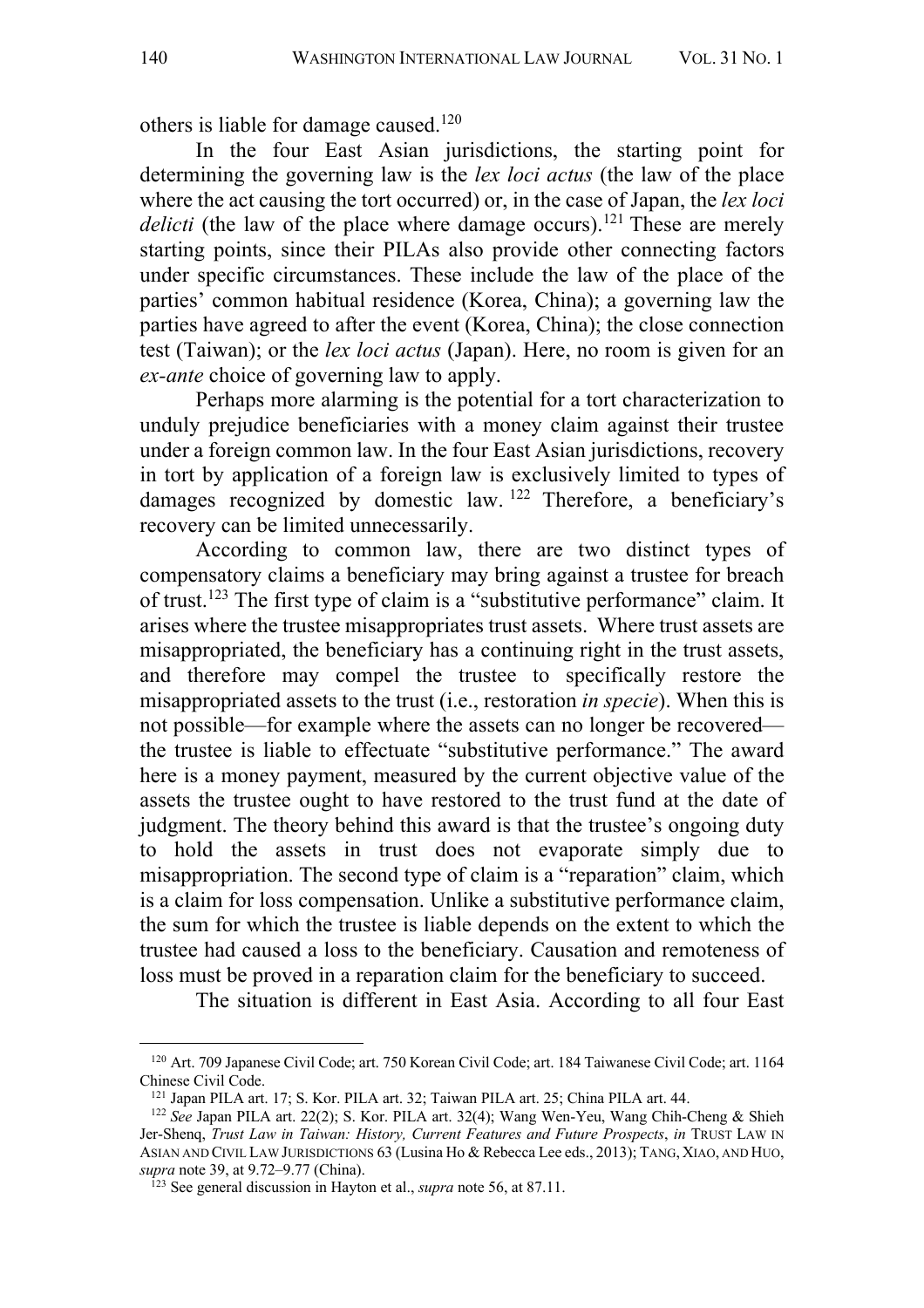others is liable for damage caused.[120]

In the four East Asian jurisdictions, the starting point for determining the governing law is the *lex loci actus* (the law of the place where the act causing the tort occurred) or, in the case of Japan, the *lex loci delicti* (the law of the place where damage occurs).[121] These are merely starting points, since their PILAs also provide other connecting factors under specific circumstances. These include the law of the place of the parties' common habitual residence (Korea, China); a governing law the parties have agreed to after the event (Korea, China); the close connection test (Taiwan); or the *lex loci actus* (Japan). Here, no room is given for an *ex-ante* choice of governing law to apply.

Perhaps more alarming is the potential for a tort characterization to unduly prejudice beneficiaries with a money claim against their trustee under a foreign common law. In the four East Asian jurisdictions, recovery in tort by application of a foreign law is exclusively limited to types of damages recognized by domestic law.[122] Therefore, a beneficiary's recovery can be limited unnecessarily.

According to common law, there are two distinct types of compensatory claims a beneficiary may bring against a trustee for breach of trust.[123] The first type of claim is a "substitutive performance" claim. It arises where the trustee misappropriates trust assets. Where trust assets are misappropriated, the beneficiary has a continuing right in the trust assets, and therefore may compel the trustee to specifically restore the misappropriated assets to the trust (i.e., restoration *in specie*). When this is not possible—for example where the assets can no longer be recovered—the trustee is liable to effectuate "substitutive performance." The award here is a money payment, measured by the current objective value of the assets the trustee ought to have restored to the trust fund at the date of judgment. The theory behind this award is that the trustee's ongoing duty to hold the assets in trust does not evaporate simply due to misappropriation. The second type of claim is a "reparation" claim, which is a claim for loss compensation. Unlike a substitutive performance claim, the sum for which the trustee is liable depends on the extent to which the trustee had caused a loss to the beneficiary. Causation and remoteness of loss must be proved in a reparation claim for the beneficiary to succeed.

The situation is different in East Asia. According to all four East

---

[120] Art. 709 Japanese Civil Code; art. 750 Korean Civil Code; art. 184 Taiwanese Civil Code; art. 1164 Chinese Civil Code.

[121] Japan PILA art. 17; S. Kor. PILA art. 32; Taiwan PILA art. 25; China PILA art. 44.

[122] *See* Japan PILA art. 22(2); S. Kor. PILA art. 32(4); Wang Wen-Yeu, Wang Chih-Cheng & Shieh Jer-Shenq, *Trust Law in Taiwan: History, Current Features and Future Prospects*, *in* TRUST LAW IN ASIAN AND CIVIL LAW JURISDICTIONS 63 (Lusina Ho & Rebecca Lee eds., 2013); TANG, XIAO, AND HUO, *supra* note 39, at 9.72–9.77 (China).

[123] See general discussion in Hayton et al., *supra* note 56, at 87.11.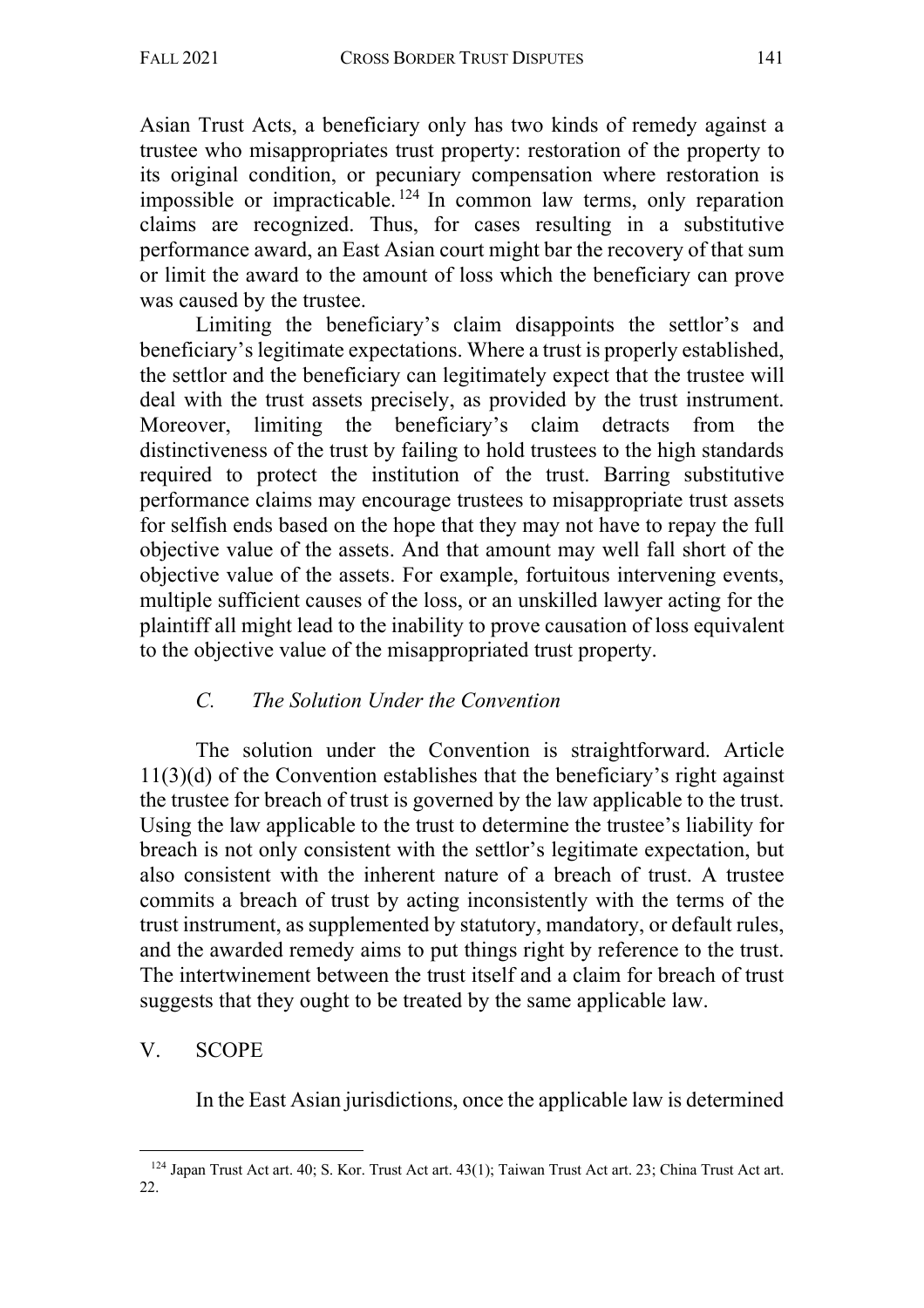Asian Trust Acts, a beneficiary only has two kinds of remedy against a trustee who misappropriates trust property: restoration of the property to its original condition, or pecuniary compensation where restoration is impossible or impracticable.[124] In common law terms, only reparation claims are recognized. Thus, for cases resulting in a substitutive performance award, an East Asian court might bar the recovery of that sum or limit the award to the amount of loss which the beneficiary can prove was caused by the trustee.

Limiting the beneficiary's claim disappoints the settlor's and beneficiary's legitimate expectations. Where a trust is properly established, the settlor and the beneficiary can legitimately expect that the trustee will deal with the trust assets precisely, as provided by the trust instrument. Moreover, limiting the beneficiary's claim detracts from the distinctiveness of the trust by failing to hold trustees to the high standards required to protect the institution of the trust. Barring substitutive performance claims may encourage trustees to misappropriate trust assets for selfish ends based on the hope that they may not have to repay the full objective value of the assets. And that amount may well fall short of the objective value of the assets. For example, fortuitous intervening events, multiple sufficient causes of the loss, or an unskilled lawyer acting for the plaintiff all might lead to the inability to prove causation of loss equivalent to the objective value of the misappropriated trust property.

### *C. The Solution Under the Convention*

The solution under the Convention is straightforward. Article 11(3)(d) of the Convention establishes that the beneficiary's right against the trustee for breach of trust is governed by the law applicable to the trust. Using the law applicable to the trust to determine the trustee's liability for breach is not only consistent with the settlor's legitimate expectation, but also consistent with the inherent nature of a breach of trust. A trustee commits a breach of trust by acting inconsistently with the terms of the trust instrument, as supplemented by statutory, mandatory, or default rules, and the awarded remedy aims to put things right by reference to the trust. The intertwinement between the trust itself and a claim for breach of trust suggests that they ought to be treated by the same applicable law.

## V. SCOPE

In the East Asian jurisdictions, once the applicable law is determined

---

[124] Japan Trust Act art. 40; S. Kor. Trust Act art. 43(1); Taiwan Trust Act art. 23; China Trust Act art. 22.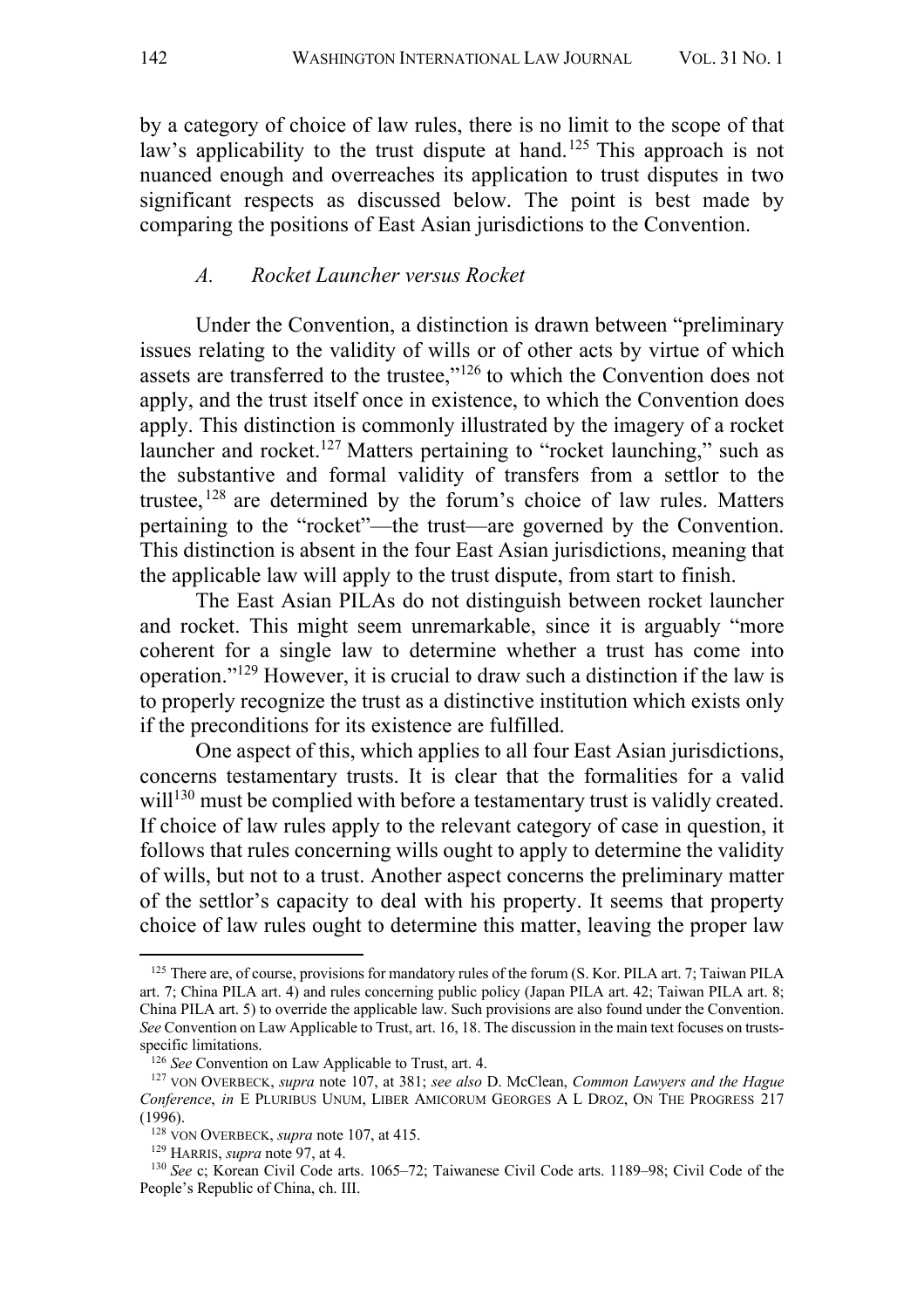by a category of choice of law rules, there is no limit to the scope of that law's applicability to the trust dispute at hand.[125] This approach is not nuanced enough and overreaches its application to trust disputes in two significant respects as discussed below. The point is best made by comparing the positions of East Asian jurisdictions to the Convention.

### *A. Rocket Launcher versus Rocket*

Under the Convention, a distinction is drawn between "preliminary issues relating to the validity of wills or of other acts by virtue of which assets are transferred to the trustee,"[126] to which the Convention does not apply, and the trust itself once in existence, to which the Convention does apply. This distinction is commonly illustrated by the imagery of a rocket launcher and rocket.[127] Matters pertaining to "rocket launching," such as the substantive and formal validity of transfers from a settlor to the trustee,[128] are determined by the forum's choice of law rules. Matters pertaining to the "rocket"—the trust—are governed by the Convention. This distinction is absent in the four East Asian jurisdictions, meaning that the applicable law will apply to the trust dispute, from start to finish.

The East Asian PILAs do not distinguish between rocket launcher and rocket. This might seem unremarkable, since it is arguably "more coherent for a single law to determine whether a trust has come into operation."[129] However, it is crucial to draw such a distinction if the law is to properly recognize the trust as a distinctive institution which exists only if the preconditions for its existence are fulfilled.

One aspect of this, which applies to all four East Asian jurisdictions, concerns testamentary trusts. It is clear that the formalities for a valid will[130] must be complied with before a testamentary trust is validly created. If choice of law rules apply to the relevant category of case in question, it follows that rules concerning wills ought to apply to determine the validity of wills, but not to a trust. Another aspect concerns the preliminary matter of the settlor's capacity to deal with his property. It seems that property choice of law rules ought to determine this matter, leaving the proper law

---

[125] There are, of course, provisions for mandatory rules of the forum (S. Kor. PILA art. 7; Taiwan PILA art. 7; China PILA art. 4) and rules concerning public policy (Japan PILA art. 42; Taiwan PILA art. 8; China PILA art. 5) to override the applicable law. Such provisions are also found under the Convention. *See* Convention on Law Applicable to Trust, art. 16, 18. The discussion in the main text focuses on trusts-specific limitations.

[126] *See* Convention on Law Applicable to Trust, art. 4.

[127] VON OVERBECK, *supra* note 107, at 381; *see also* D. McClean, *Common Lawyers and the Hague Conference*, *in* E PLURIBUS UNUM, LIBER AMICORUM GEORGES A L DROZ, ON THE PROGRESS 217 (1996).

[128] VON OVERBECK, *supra* note 107, at 415.

[129] HARRIS, *supra* note 97, at 4.

[130] *See* c; Korean Civil Code arts. 1065–72; Taiwanese Civil Code arts. 1189–98; Civil Code of the People's Republic of China, ch. III.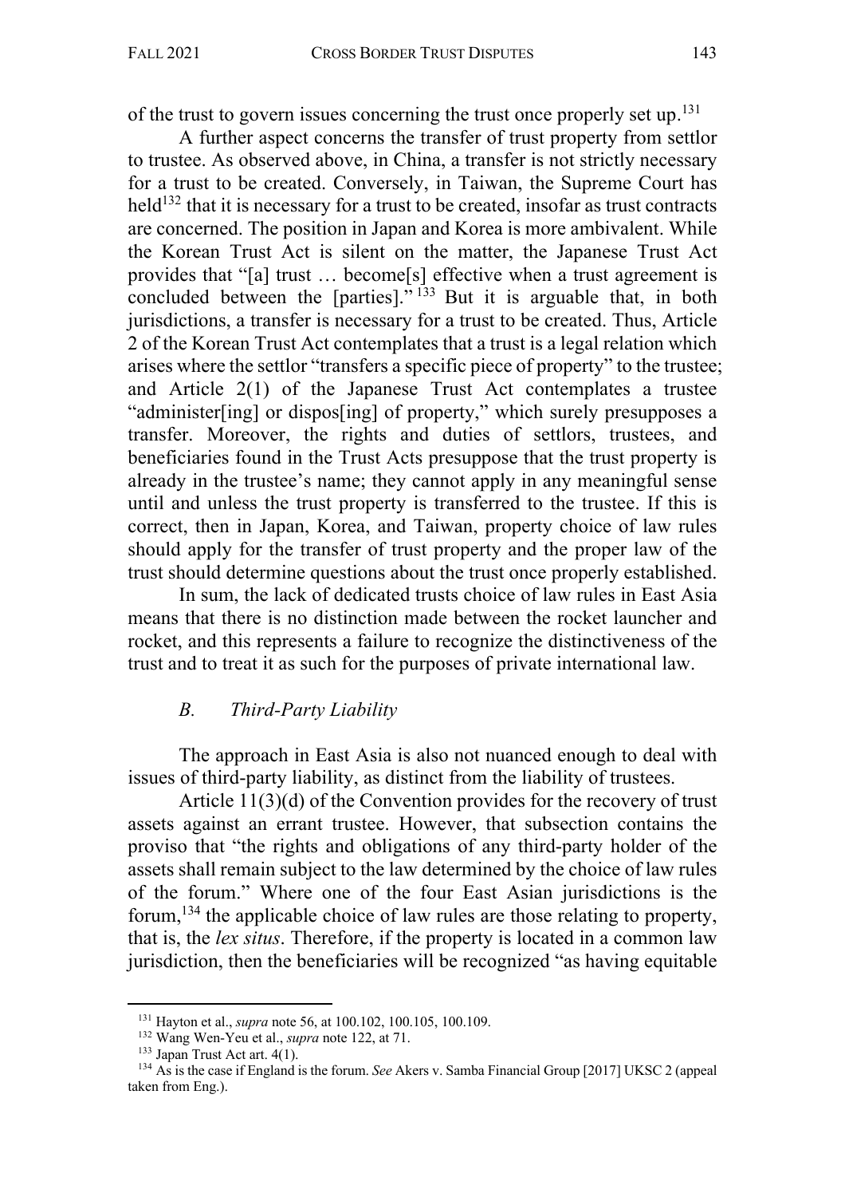of the trust to govern issues concerning the trust once properly set up.[131]

A further aspect concerns the transfer of trust property from settlor to trustee. As observed above, in China, a transfer is not strictly necessary for a trust to be created. Conversely, in Taiwan, the Supreme Court has held[132] that it is necessary for a trust to be created, insofar as trust contracts are concerned. The position in Japan and Korea is more ambivalent. While the Korean Trust Act is silent on the matter, the Japanese Trust Act provides that "[a] trust … become[s] effective when a trust agreement is concluded between the [parties]."[133] But it is arguable that, in both jurisdictions, a transfer is necessary for a trust to be created. Thus, Article 2 of the Korean Trust Act contemplates that a trust is a legal relation which arises where the settlor "transfers a specific piece of property" to the trustee; and Article 2(1) of the Japanese Trust Act contemplates a trustee "administer[ing] or dispos[ing] of property," which surely presupposes a transfer. Moreover, the rights and duties of settlors, trustees, and beneficiaries found in the Trust Acts presuppose that the trust property is already in the trustee's name; they cannot apply in any meaningful sense until and unless the trust property is transferred to the trustee. If this is correct, then in Japan, Korea, and Taiwan, property choice of law rules should apply for the transfer of trust property and the proper law of the trust should determine questions about the trust once properly established.

In sum, the lack of dedicated trusts choice of law rules in East Asia means that there is no distinction made between the rocket launcher and rocket, and this represents a failure to recognize the distinctiveness of the trust and to treat it as such for the purposes of private international law.

### *B. Third-Party Liability*

The approach in East Asia is also not nuanced enough to deal with issues of third-party liability, as distinct from the liability of trustees.

Article 11(3)(d) of the Convention provides for the recovery of trust assets against an errant trustee. However, that subsection contains the proviso that "the rights and obligations of any third-party holder of the assets shall remain subject to the law determined by the choice of law rules of the forum." Where one of the four East Asian jurisdictions is the forum,[134] the applicable choice of law rules are those relating to property, that is, the *lex situs*. Therefore, if the property is located in a common law jurisdiction, then the beneficiaries will be recognized "as having equitable

---

[131] Hayton et al., *supra* note 56, at 100.102, 100.105, 100.109.

[132] Wang Wen-Yeu et al., *supra* note 122, at 71.

[133] Japan Trust Act art. 4(1).

[134] As is the case if England is the forum. *See* Akers v. Samba Financial Group [2017] UKSC 2 (appeal taken from Eng.).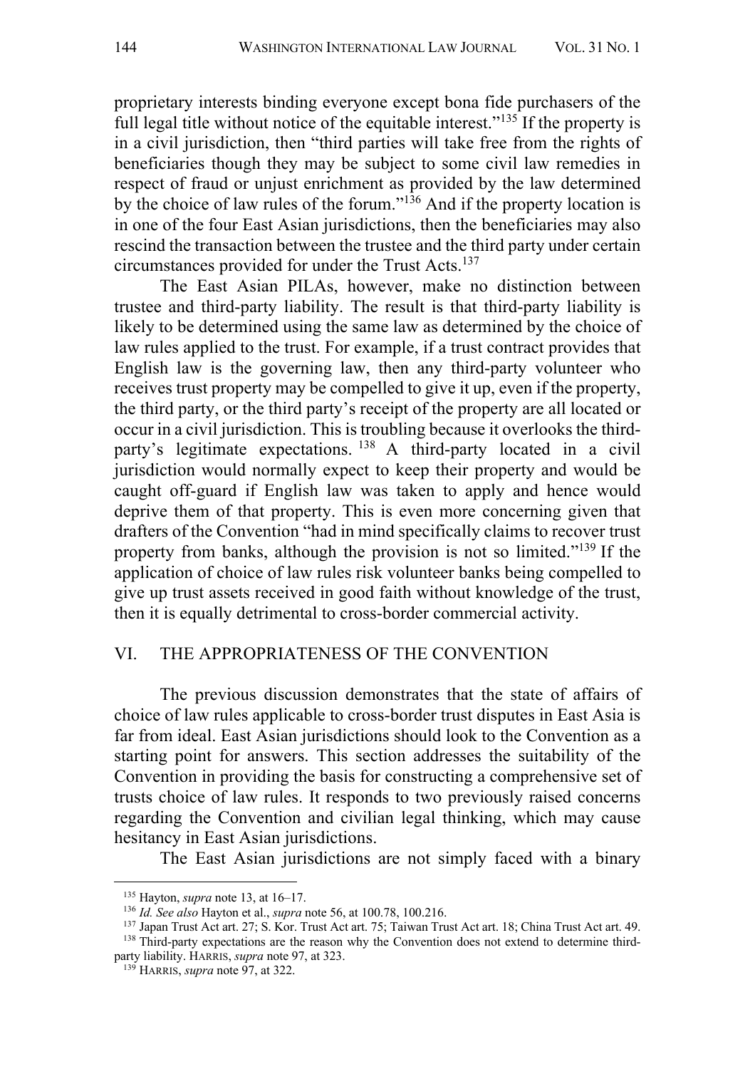proprietary interests binding everyone except bona fide purchasers of the full legal title without notice of the equitable interest."[135] If the property is in a civil jurisdiction, then "third parties will take free from the rights of beneficiaries though they may be subject to some civil law remedies in respect of fraud or unjust enrichment as provided by the law determined by the choice of law rules of the forum."[136] And if the property location is in one of the four East Asian jurisdictions, then the beneficiaries may also rescind the transaction between the trustee and the third party under certain circumstances provided for under the Trust Acts.[137]

The East Asian PILAs, however, make no distinction between trustee and third-party liability. The result is that third-party liability is likely to be determined using the same law as determined by the choice of law rules applied to the trust. For example, if a trust contract provides that English law is the governing law, then any third-party volunteer who receives trust property may be compelled to give it up, even if the property, the third party, or the third party's receipt of the property are all located or occur in a civil jurisdiction. This is troubling because it overlooks the third-party's legitimate expectations.[138] A third-party located in a civil jurisdiction would normally expect to keep their property and would be caught off-guard if English law was taken to apply and hence would deprive them of that property. This is even more concerning given that drafters of the Convention "had in mind specifically claims to recover trust property from banks, although the provision is not so limited."[139] If the application of choice of law rules risk volunteer banks being compelled to give up trust assets received in good faith without knowledge of the trust, then it is equally detrimental to cross-border commercial activity.

## VI. THE APPROPRIATENESS OF THE CONVENTION

The previous discussion demonstrates that the state of affairs of choice of law rules applicable to cross-border trust disputes in East Asia is far from ideal. East Asian jurisdictions should look to the Convention as a starting point for answers. This section addresses the suitability of the Convention in providing the basis for constructing a comprehensive set of trusts choice of law rules. It responds to two previously raised concerns regarding the Convention and civilian legal thinking, which may cause hesitancy in East Asian jurisdictions.

The East Asian jurisdictions are not simply faced with a binary

---

[135] Hayton, *supra* note 13, at 16–17.

[136] *Id. See also* Hayton et al., *supra* note 56, at 100.78, 100.216.

[137] Japan Trust Act art. 27; S. Kor. Trust Act art. 75; Taiwan Trust Act art. 18; China Trust Act art. 49.

[138] Third-party expectations are the reason why the Convention does not extend to determine third-party liability. HARRIS, *supra* note 97, at 323.

[139] HARRIS, *supra* note 97, at 322.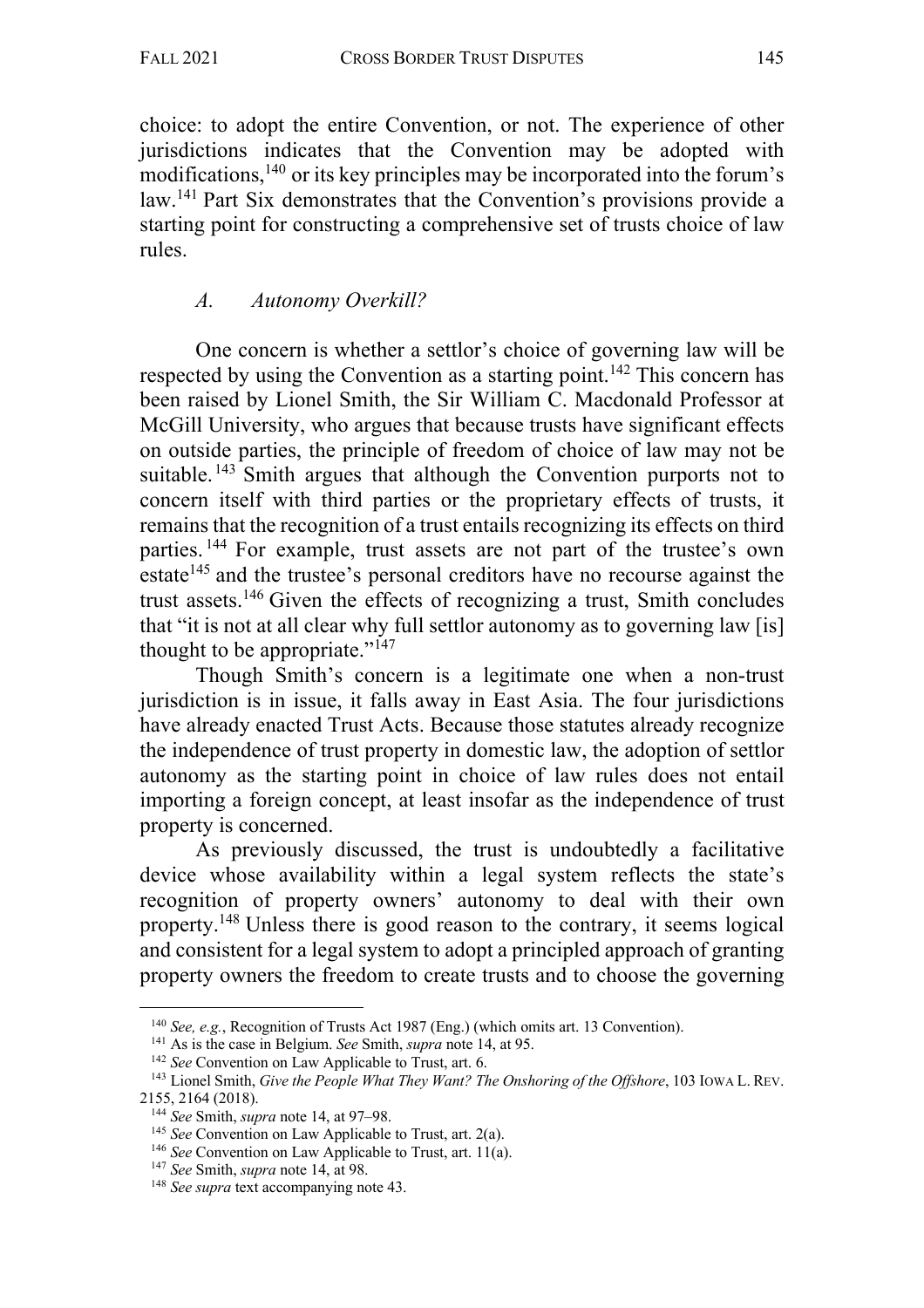choice: to adopt the entire Convention, or not. The experience of other jurisdictions indicates that the Convention may be adopted with modifications,[140] or its key principles may be incorporated into the forum's law.[141] Part Six demonstrates that the Convention's provisions provide a starting point for constructing a comprehensive set of trusts choice of law rules.

### *A. Autonomy Overkill?*

One concern is whether a settlor's choice of governing law will be respected by using the Convention as a starting point.[142] This concern has been raised by Lionel Smith, the Sir William C. Macdonald Professor at McGill University, who argues that because trusts have significant effects on outside parties, the principle of freedom of choice of law may not be suitable.[143] Smith argues that although the Convention purports not to concern itself with third parties or the proprietary effects of trusts, it remains that the recognition of a trust entails recognizing its effects on third parties.[144] For example, trust assets are not part of the trustee's own estate[145] and the trustee's personal creditors have no recourse against the trust assets.[146] Given the effects of recognizing a trust, Smith concludes that "it is not at all clear why full settlor autonomy as to governing law [is] thought to be appropriate."[147]

Though Smith's concern is a legitimate one when a non-trust jurisdiction is in issue, it falls away in East Asia. The four jurisdictions have already enacted Trust Acts. Because those statutes already recognize the independence of trust property in domestic law, the adoption of settlor autonomy as the starting point in choice of law rules does not entail importing a foreign concept, at least insofar as the independence of trust property is concerned.

As previously discussed, the trust is undoubtedly a facilitative device whose availability within a legal system reflects the state's recognition of property owners' autonomy to deal with their own property.[148] Unless there is good reason to the contrary, it seems logical and consistent for a legal system to adopt a principled approach of granting property owners the freedom to create trusts and to choose the governing

---

[140] *See, e.g.*, Recognition of Trusts Act 1987 (Eng.) (which omits art. 13 Convention).

[141] As is the case in Belgium. *See* Smith, *supra* note 14, at 95.

[142] *See* Convention on Law Applicable to Trust, art. 6.

[143] Lionel Smith, *Give the People What They Want? The Onshoring of the Offshore*, 103 IOWA L. REV. 2155, 2164 (2018).

[144] *See* Smith, *supra* note 14, at 97–98.

[145] *See* Convention on Law Applicable to Trust, art. 2(a).

[146] *See* Convention on Law Applicable to Trust, art. 11(a).

[147] *See* Smith, *supra* note 14, at 98.

[148] *See supra* text accompanying note 43.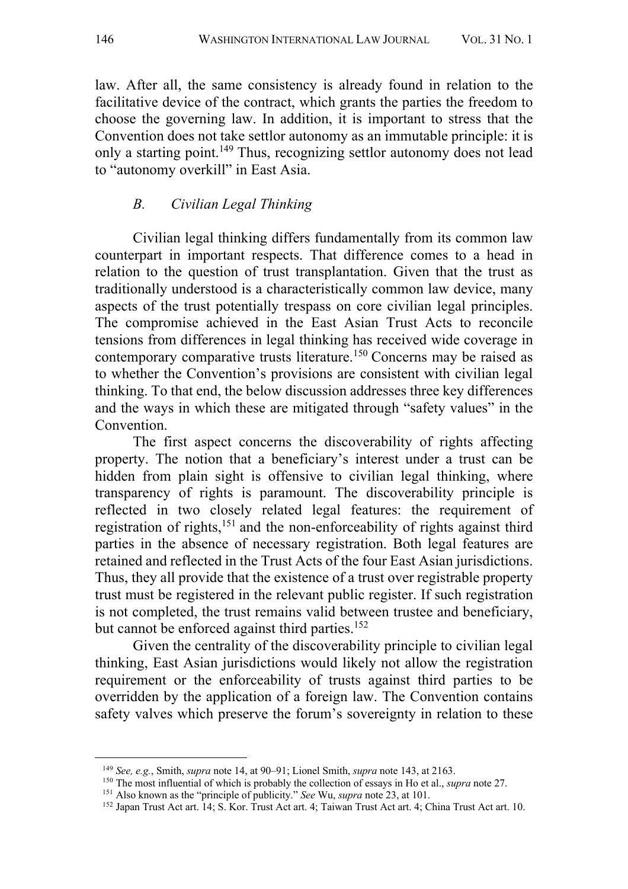law. After all, the same consistency is already found in relation to the facilitative device of the contract, which grants the parties the freedom to choose the governing law. In addition, it is important to stress that the Convention does not take settlor autonomy as an immutable principle: it is only a starting point.[149] Thus, recognizing settlor autonomy does not lead to "autonomy overkill" in East Asia.

### *B. Civilian Legal Thinking*

Civilian legal thinking differs fundamentally from its common law counterpart in important respects. That difference comes to a head in relation to the question of trust transplantation. Given that the trust as traditionally understood is a characteristically common law device, many aspects of the trust potentially trespass on core civilian legal principles. The compromise achieved in the East Asian Trust Acts to reconcile tensions from differences in legal thinking has received wide coverage in contemporary comparative trusts literature.[150] Concerns may be raised as to whether the Convention's provisions are consistent with civilian legal thinking. To that end, the below discussion addresses three key differences and the ways in which these are mitigated through "safety values" in the Convention.

The first aspect concerns the discoverability of rights affecting property. The notion that a beneficiary's interest under a trust can be hidden from plain sight is offensive to civilian legal thinking, where transparency of rights is paramount. The discoverability principle is reflected in two closely related legal features: the requirement of registration of rights,[151] and the non-enforceability of rights against third parties in the absence of necessary registration. Both legal features are retained and reflected in the Trust Acts of the four East Asian jurisdictions. Thus, they all provide that the existence of a trust over registrable property trust must be registered in the relevant public register. If such registration is not completed, the trust remains valid between trustee and beneficiary, but cannot be enforced against third parties.[152]

Given the centrality of the discoverability principle to civilian legal thinking, East Asian jurisdictions would likely not allow the registration requirement or the enforceability of trusts against third parties to be overridden by the application of a foreign law. The Convention contains safety valves which preserve the forum's sovereignty in relation to these

---

[149] *See, e.g.*, Smith, *supra* note 14, at 90–91; Lionel Smith, *supra* note 143, at 2163.

[150] The most influential of which is probably the collection of essays in Ho et al., *supra* note 27.

[151] Also known as the "principle of publicity." *See* Wu, *supra* note 23, at 101.

[152] Japan Trust Act art. 14; S. Kor. Trust Act art. 4; Taiwan Trust Act art. 4; China Trust Act art. 10.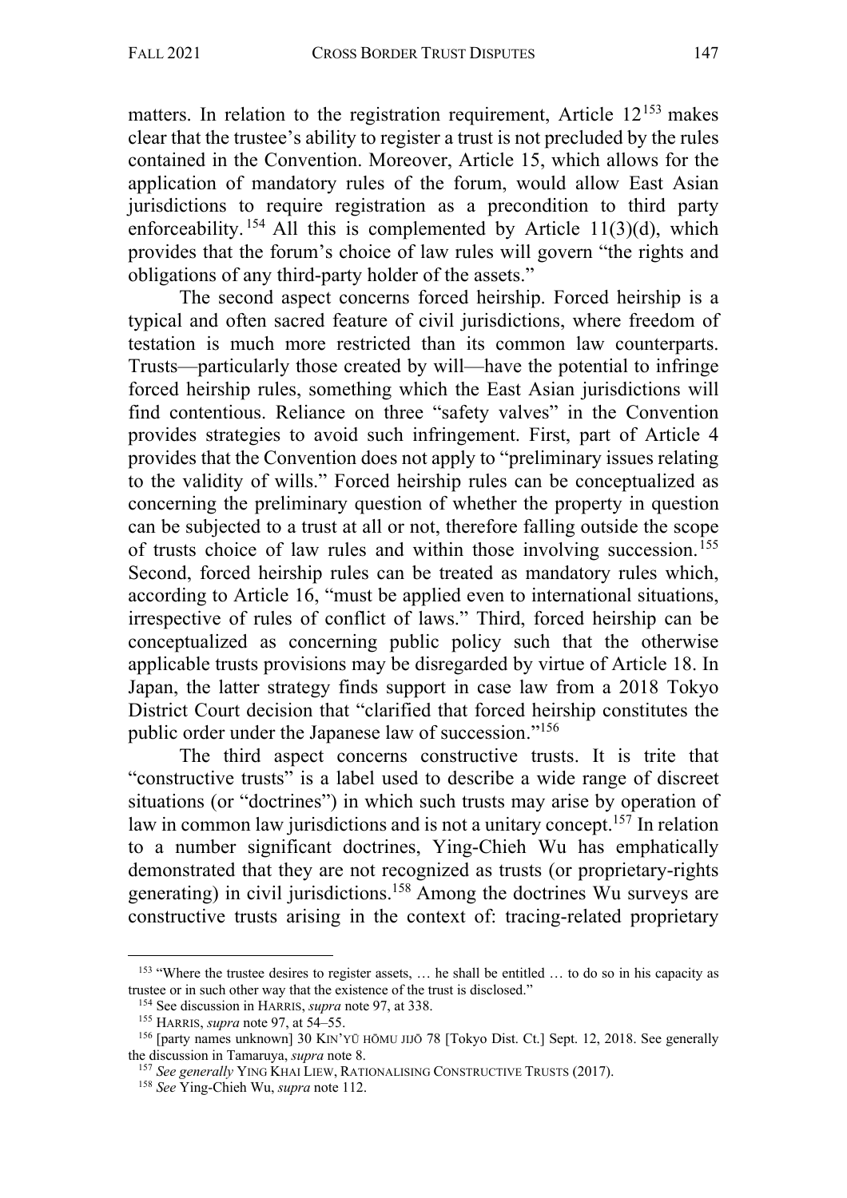matters. In relation to the registration requirement, Article 12[153] makes clear that the trustee's ability to register a trust is not precluded by the rules contained in the Convention. Moreover, Article 15, which allows for the application of mandatory rules of the forum, would allow East Asian jurisdictions to require registration as a precondition to third party enforceability.[154] All this is complemented by Article 11(3)(d), which provides that the forum's choice of law rules will govern "the rights and obligations of any third-party holder of the assets."

The second aspect concerns forced heirship. Forced heirship is a typical and often sacred feature of civil jurisdictions, where freedom of testation is much more restricted than its common law counterparts. Trusts—particularly those created by will—have the potential to infringe forced heirship rules, something which the East Asian jurisdictions will find contentious. Reliance on three "safety valves" in the Convention provides strategies to avoid such infringement. First, part of Article 4 provides that the Convention does not apply to "preliminary issues relating to the validity of wills." Forced heirship rules can be conceptualized as concerning the preliminary question of whether the property in question can be subjected to a trust at all or not, therefore falling outside the scope of trusts choice of law rules and within those involving succession.[155] Second, forced heirship rules can be treated as mandatory rules which, according to Article 16, "must be applied even to international situations, irrespective of rules of conflict of laws." Third, forced heirship can be conceptualized as concerning public policy such that the otherwise applicable trusts provisions may be disregarded by virtue of Article 18. In Japan, the latter strategy finds support in case law from a 2018 Tokyo District Court decision that "clarified that forced heirship constitutes the public order under the Japanese law of succession."[156]

The third aspect concerns constructive trusts. It is trite that "constructive trusts" is a label used to describe a wide range of discreet situations (or "doctrines") in which such trusts may arise by operation of law in common law jurisdictions and is not a unitary concept.[157] In relation to a number significant doctrines, Ying-Chieh Wu has emphatically demonstrated that they are not recognized as trusts (or proprietary-rights generating) in civil jurisdictions.[158] Among the doctrines Wu surveys are constructive trusts arising in the context of: tracing-related proprietary

---

[153] "Where the trustee desires to register assets, … he shall be entitled … to do so in his capacity as trustee or in such other way that the existence of the trust is disclosed."

[154] See discussion in HARRIS, *supra* note 97, at 338.

[155] HARRIS, *supra* note 97, at 54–55.

[156] [party names unknown] 30 KIN'YŪ HŌMU JIJŌ 78 [Tokyo Dist. Ct.] Sept. 12, 2018. See generally the discussion in Tamaruya, *supra* note 8.

[157] *See generally* YING KHAI LIEW, RATIONALISING CONSTRUCTIVE TRUSTS (2017).

[158] *See* Ying-Chieh Wu, *supra* note 112.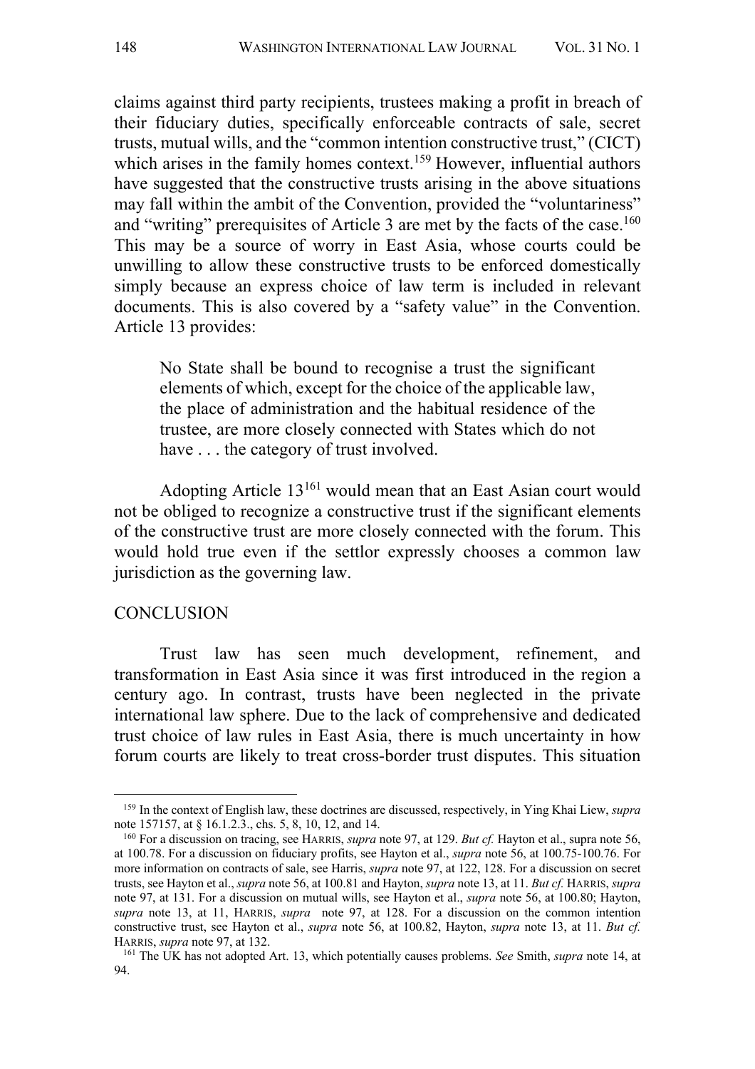claims against third party recipients, trustees making a profit in breach of their fiduciary duties, specifically enforceable contracts of sale, secret trusts, mutual wills, and the "common intention constructive trust," (CICT) which arises in the family homes context.[159] However, influential authors have suggested that the constructive trusts arising in the above situations may fall within the ambit of the Convention, provided the "voluntariness" and "writing" prerequisites of Article 3 are met by the facts of the case.[160] This may be a source of worry in East Asia, whose courts could be unwilling to allow these constructive trusts to be enforced domestically simply because an express choice of law term is included in relevant documents. This is also covered by a "safety value" in the Convention. Article 13 provides:

> No State shall be bound to recognise a trust the significant elements of which, except for the choice of the applicable law, the place of administration and the habitual residence of the trustee, are more closely connected with States which do not have . . . the category of trust involved.

Adopting Article 13[161] would mean that an East Asian court would not be obliged to recognize a constructive trust if the significant elements of the constructive trust are more closely connected with the forum. This would hold true even if the settlor expressly chooses a common law jurisdiction as the governing law.

## CONCLUSION

Trust law has seen much development, refinement, and transformation in East Asia since it was first introduced in the region a century ago. In contrast, trusts have been neglected in the private international law sphere. Due to the lack of comprehensive and dedicated trust choice of law rules in East Asia, there is much uncertainty in how forum courts are likely to treat cross-border trust disputes. This situation

---

[159] In the context of English law, these doctrines are discussed, respectively, in Ying Khai Liew, *supra* note 157157, at § 16.1.2.3., chs. 5, 8, 10, 12, and 14.

[160] For a discussion on tracing, see HARRIS, *supra* note 97, at 129. *But cf.* Hayton et al., supra note 56, at 100.78. For a discussion on fiduciary profits, see Hayton et al., *supra* note 56, at 100.75-100.76. For more information on contracts of sale, see Harris, *supra* note 97, at 122, 128. For a discussion on secret trusts, see Hayton et al., *supra* note 56, at 100.81 and Hayton, *supra* note 13, at 11. *But cf.* HARRIS, *supra* note 97, at 131. For a discussion on mutual wills, see Hayton et al., *supra* note 56, at 100.80; Hayton, *supra* note 13, at 11, HARRIS, *supra* note 97, at 128. For a discussion on the common intention constructive trust, see Hayton et al., *supra* note 56, at 100.82, Hayton, *supra* note 13, at 11. *But cf.* HARRIS, *supra* note 97, at 132.

[161] The UK has not adopted Art. 13, which potentially causes problems. *See* Smith, *supra* note 14, at 94.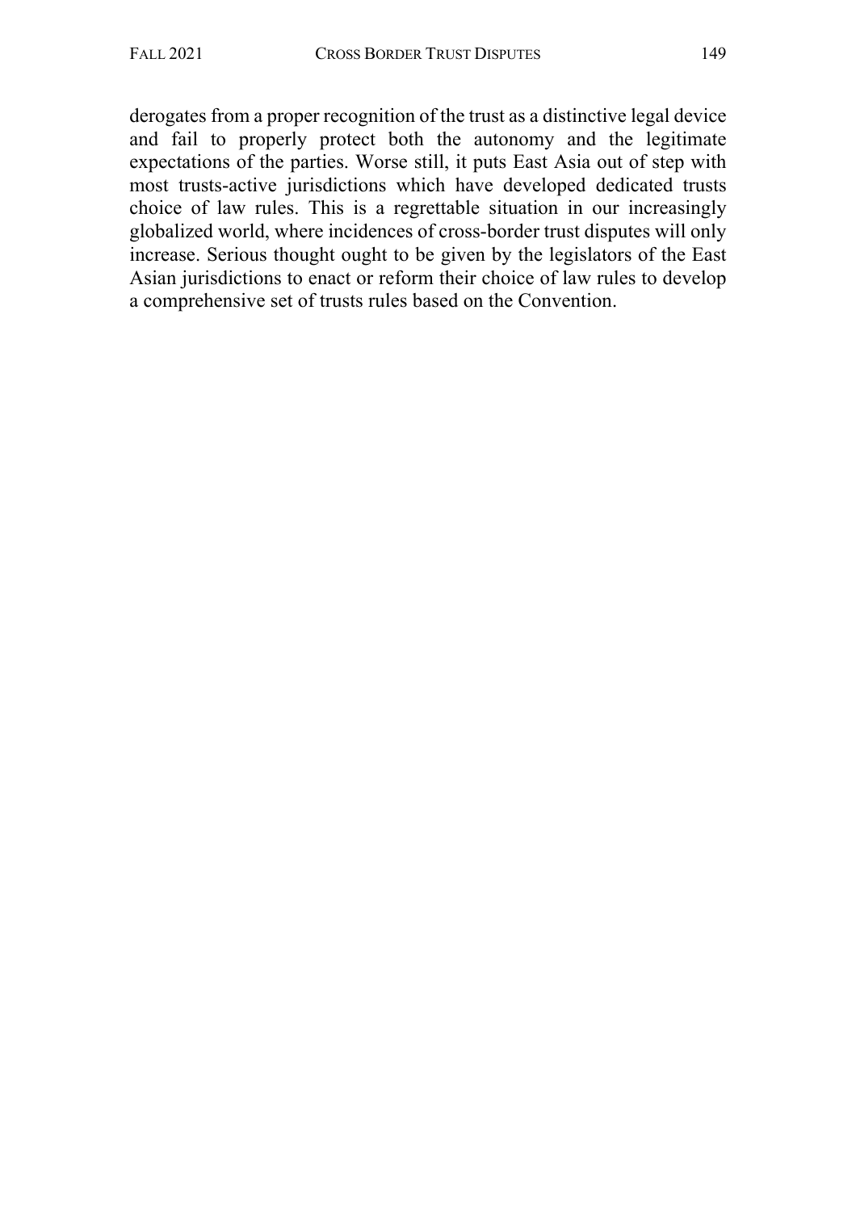derogates from a proper recognition of the trust as a distinctive legal device and fail to properly protect both the autonomy and the legitimate expectations of the parties. Worse still, it puts East Asia out of step with most trusts-active jurisdictions which have developed dedicated trusts choice of law rules. This is a regrettable situation in our increasingly globalized world, where incidences of cross-border trust disputes will only increase. Serious thought ought to be given by the legislators of the East Asian jurisdictions to enact or reform their choice of law rules to develop a comprehensive set of trusts rules based on the Convention.